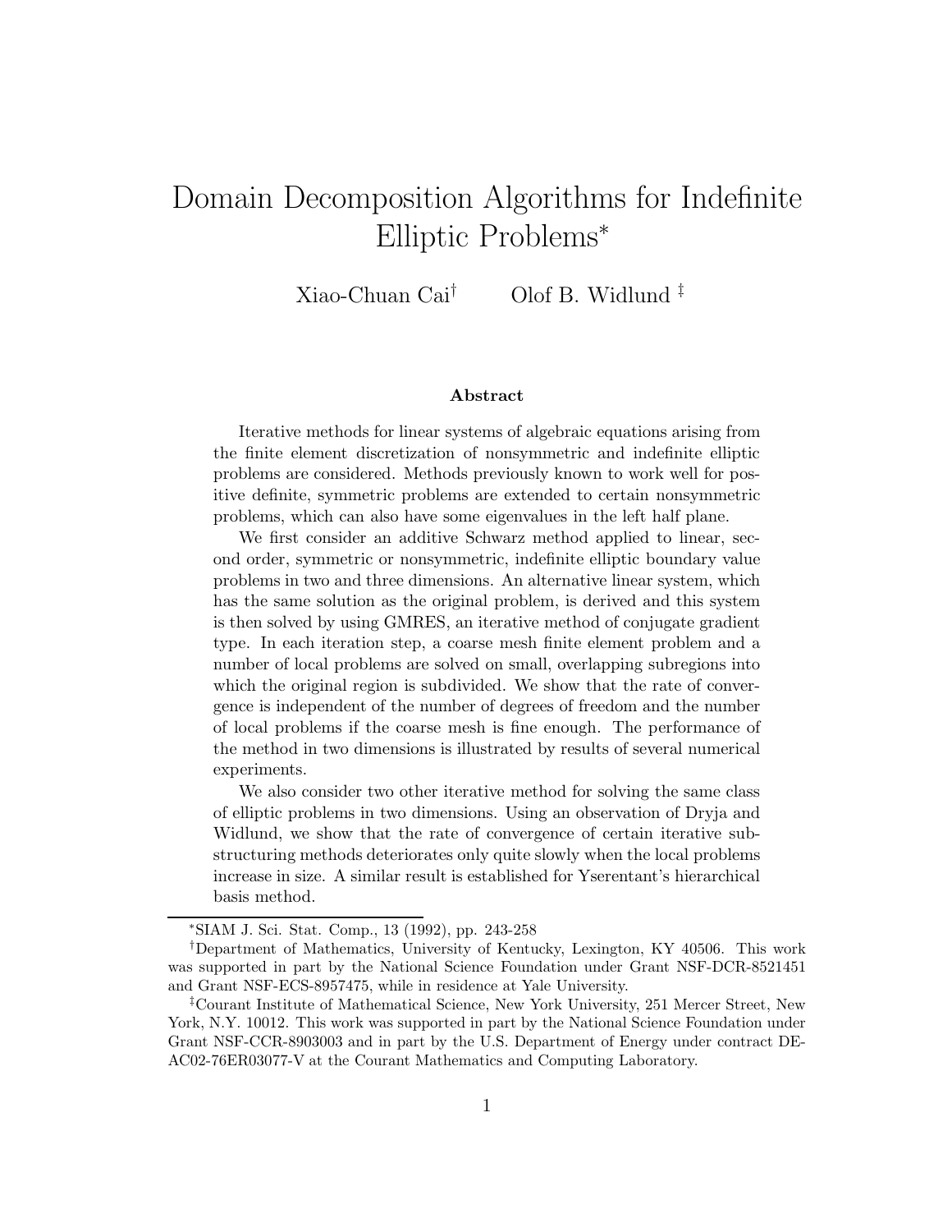# Domain Decomposition Algorithms for Indefinite Elliptic Problems*

Xiao-Chuan Cai[†] Olof B. Widlund[‡]

### Abstract

Iterative methods for linear systems of algebraic equations arising from the finite element discretization of nonsymmetric and indefinite elliptic problems are considered. Methods previously known to work well for positive definite, symmetric problems are extended to certain nonsymmetric problems, which can also have some eigenvalues in the left half plane.

We first consider an additive Schwarz method applied to linear, second order, symmetric or nonsymmetric, indefinite elliptic boundary value problems in two and three dimensions. An alternative linear system, which has the same solution as the original problem, is derived and this system is then solved by using GMRES, an iterative method of conjugate gradient type. In each iteration step, a coarse mesh finite element problem and a number of local problems are solved on small, overlapping subregions into which the original region is subdivided. We show that the rate of convergence is independent of the number of degrees of freedom and the number of local problems if the coarse mesh is fine enough. The performance of the method in two dimensions is illustrated by results of several numerical experiments.

We also consider two other iterative method for solving the same class of elliptic problems in two dimensions. Using an observation of Dryja and Widlund, we show that the rate of convergence of certain iterative substructuring methods deteriorates only quite slowly when the local problems increase in size. A similar result is established for Yserentant's hierarchical basis method.

---

*SIAM J. Sci. Stat. Comp., 13 (1992), pp. 243-258

[†]Department of Mathematics, University of Kentucky, Lexington, KY 40506. This work was supported in part by the National Science Foundation under Grant NSF-DCR-8521451 and Grant NSF-ECS-8957475, while in residence at Yale University.

[‡]Courant Institute of Mathematical Science, New York University, 251 Mercer Street, New York, N.Y. 10012. This work was supported in part by the National Science Foundation under Grant NSF-CCR-8903003 and in part by the U.S. Department of Energy under contract DE-AC02-76ER03077-V at the Courant Mathematics and Computing Laboratory.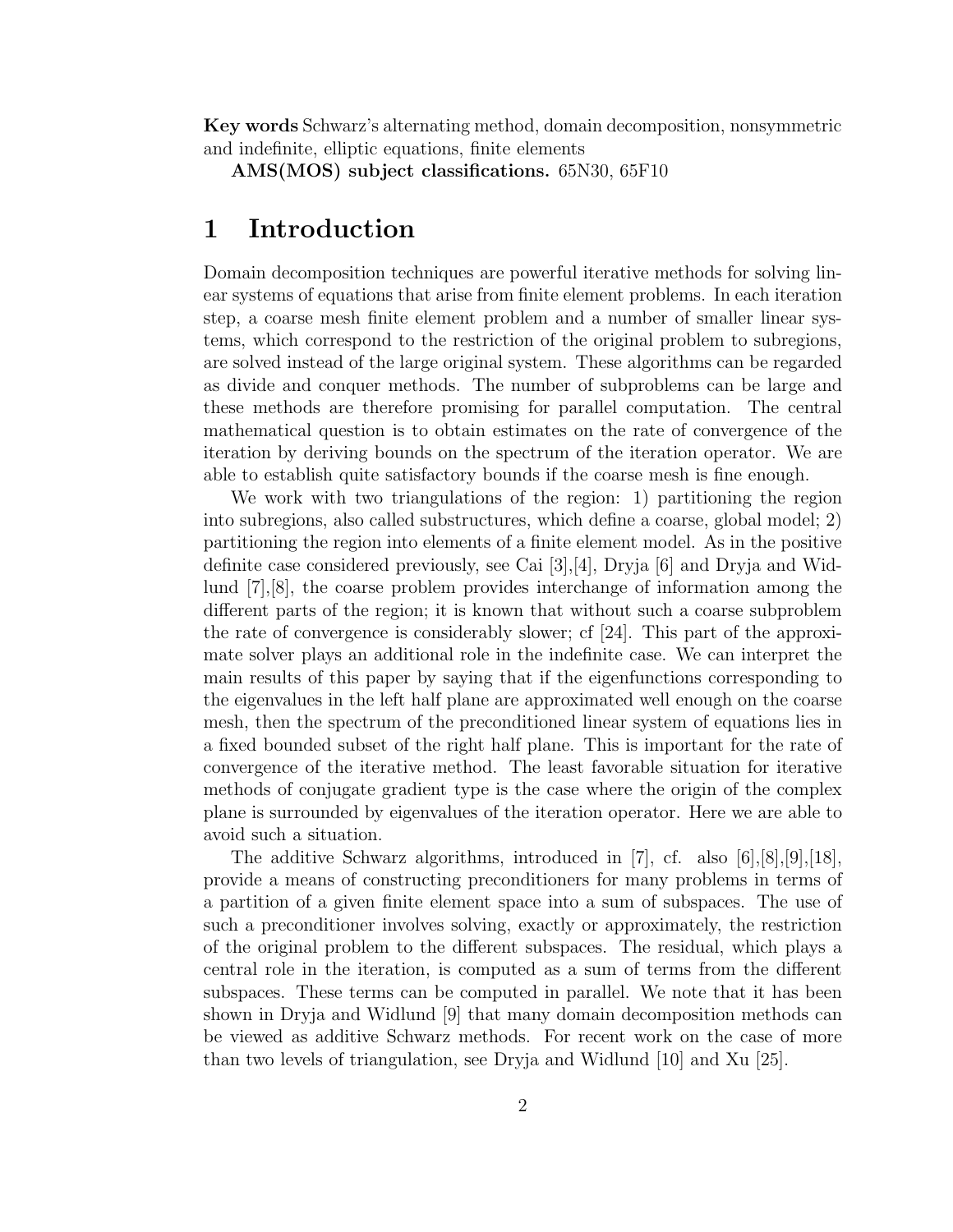**Key words** Schwarz's alternating method, domain decomposition, nonsymmetric and indefinite, elliptic equations, finite elements

**AMS(MOS) subject classifications.** 65N30, 65F10

# 1 Introduction

Domain decomposition techniques are powerful iterative methods for solving linear systems of equations that arise from finite element problems. In each iteration step, a coarse mesh finite element problem and a number of smaller linear systems, which correspond to the restriction of the original problem to subregions, are solved instead of the large original system. These algorithms can be regarded as divide and conquer methods. The number of subproblems can be large and these methods are therefore promising for parallel computation. The central mathematical question is to obtain estimates on the rate of convergence of the iteration by deriving bounds on the spectrum of the iteration operator. We are able to establish quite satisfactory bounds if the coarse mesh is fine enough.

We work with two triangulations of the region: 1) partitioning the region into subregions, also called substructures, which define a coarse, global model; 2) partitioning the region into elements of a finite element model. As in the positive definite case considered previously, see Cai [3],[4], Dryja [6] and Dryja and Widlund [7],[8], the coarse problem provides interchange of information among the different parts of the region; it is known that without such a coarse subproblem the rate of convergence is considerably slower; cf [24]. This part of the approximate solver plays an additional role in the indefinite case. We can interpret the main results of this paper by saying that if the eigenfunctions corresponding to the eigenvalues in the left half plane are approximated well enough on the coarse mesh, then the spectrum of the preconditioned linear system of equations lies in a fixed bounded subset of the right half plane. This is important for the rate of convergence of the iterative method. The least favorable situation for iterative methods of conjugate gradient type is the case where the origin of the complex plane is surrounded by eigenvalues of the iteration operator. Here we are able to avoid such a situation.

The additive Schwarz algorithms, introduced in [7], cf. also [6],[8],[9],[18], provide a means of constructing preconditioners for many problems in terms of a partition of a given finite element space into a sum of subspaces. The use of such a preconditioner involves solving, exactly or approximately, the restriction of the original problem to the different subspaces. The residual, which plays a central role in the iteration, is computed as a sum of terms from the different subspaces. These terms can be computed in parallel. We note that it has been shown in Dryja and Widlund [9] that many domain decomposition methods can be viewed as additive Schwarz methods. For recent work on the case of more than two levels of triangulation, see Dryja and Widlund [10] and Xu [25].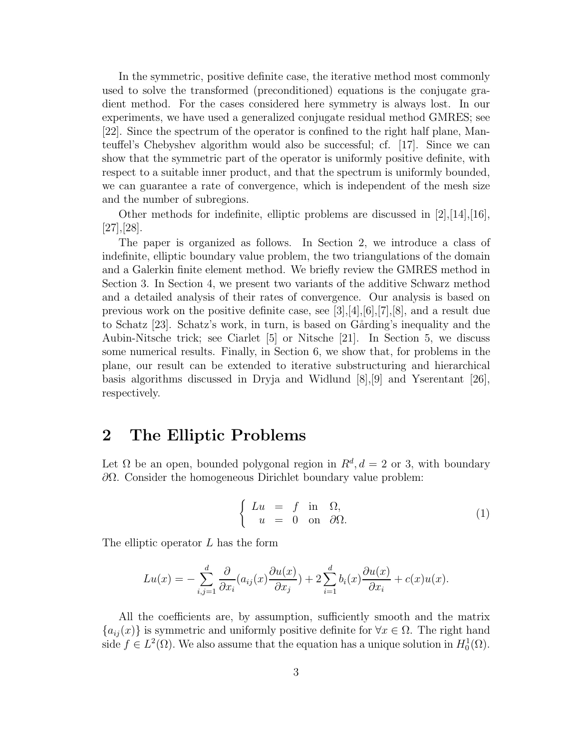In the symmetric, positive definite case, the iterative method most commonly used to solve the transformed (preconditioned) equations is the conjugate gradient method. For the cases considered here symmetry is always lost. In our experiments, we have used a generalized conjugate residual method GMRES; see [22]. Since the spectrum of the operator is confined to the right half plane, Manteuffel's Chebyshev algorithm would also be successful; cf. [17]. Since we can show that the symmetric part of the operator is uniformly positive definite, with respect to a suitable inner product, and that the spectrum is uniformly bounded, we can guarantee a rate of convergence, which is independent of the mesh size and the number of subregions.

Other methods for indefinite, elliptic problems are discussed in [2],[14],[16], [27],[28].

The paper is organized as follows. In Section 2, we introduce a class of indefinite, elliptic boundary value problem, the two triangulations of the domain and a Galerkin finite element method. We briefly review the GMRES method in Section 3. In Section 4, we present two variants of the additive Schwarz method and a detailed analysis of their rates of convergence. Our analysis is based on previous work on the positive definite case, see [3],[4],[6],[7],[8], and a result due to Schatz [23]. Schatz's work, in turn, is based on Gårding's inequality and the Aubin-Nitsche trick; see Ciarlet [5] or Nitsche [21]. In Section 5, we discuss some numerical results. Finally, in Section 6, we show that, for problems in the plane, our result can be extended to iterative substructuring and hierarchical basis algorithms discussed in Dryja and Widlund [8],[9] and Yserentant [26], respectively.

## 2 The Elliptic Problems

Let $\Omega$ be an open, bounded polygonal region in $R^d, d = 2$ or 3, with boundary $\partial\Omega$. Consider the homogeneous Dirichlet boundary value problem:

$$\begin{cases} Lu = f & \text{in} \quad \Omega, \\ u = 0 & \text{on} \quad \partial\Omega. \end{cases} \tag{1}$$

The elliptic operator $L$ has the form

$$Lu(x) = -\sum_{i,j=1}^{d} \frac{\partial}{\partial x_i}(a_{ij}(x)\frac{\partial u(x)}{\partial x_j}) + 2\sum_{i=1}^{d} b_i(x)\frac{\partial u(x)}{\partial x_i} + c(x)u(x).$$

All the coefficients are, by assumption, sufficiently smooth and the matrix $\{a_{ij}(x)\}$ is symmetric and uniformly positive definite for $\forall x \in \Omega$. The right hand side $f \in L^2(\Omega)$. We also assume that the equation has a unique solution in $H_0^1(\Omega)$.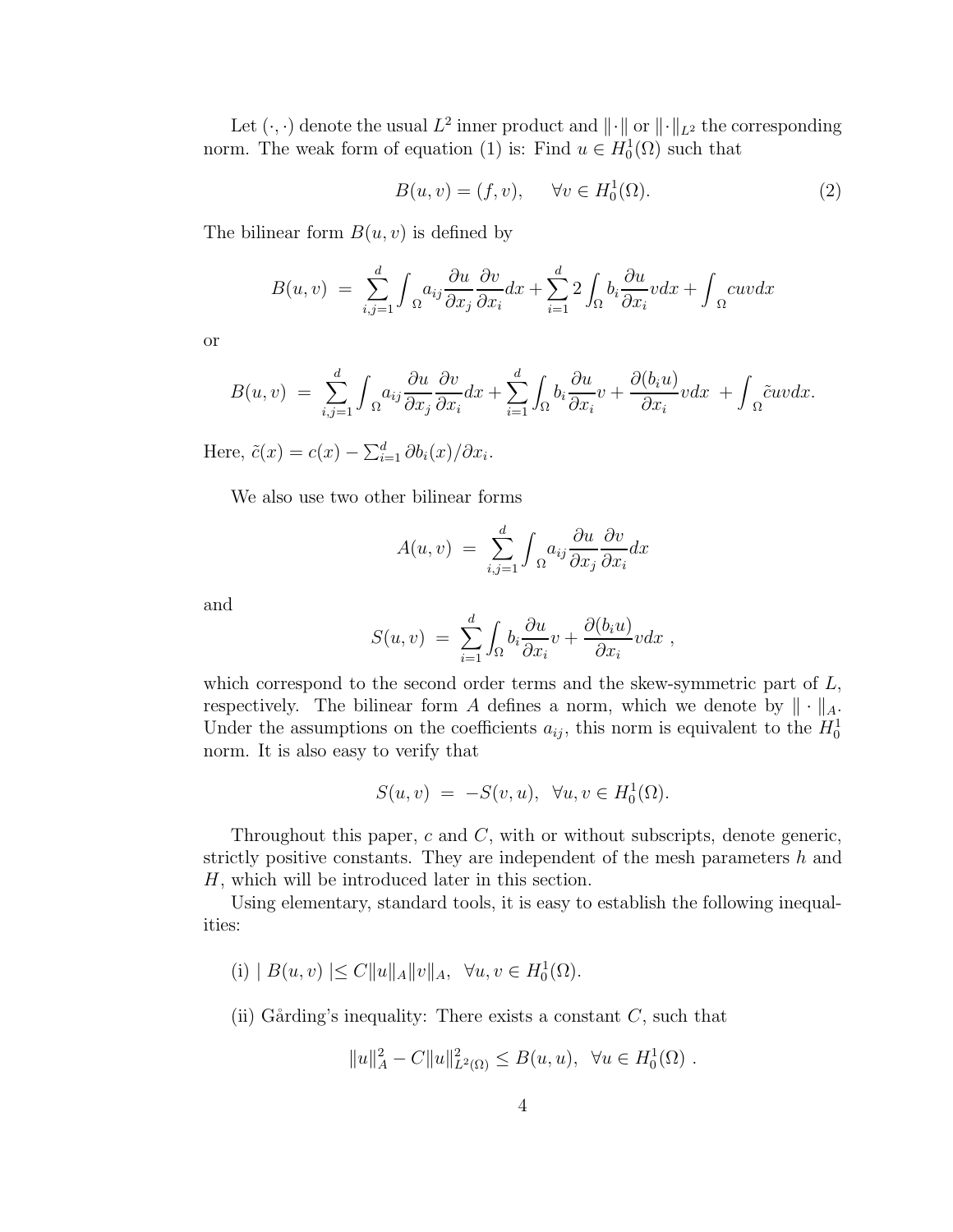Let $(\cdot,\cdot)$ denote the usual $L^2$ inner product and $\|\cdot\|$ or $\|\cdot\|_{L^2}$ the corresponding norm. The weak form of equation (1) is: Find $u \in H_0^1(\Omega)$ such that

$$B(u,v) = (f,v), \qquad \forall v \in H_0^1(\Omega). \tag{2}$$

The bilinear form $B(u,v)$ is defined by

$$B(u,v) \;=\; \sum_{i,j=1}^{d} \int_{\Omega} a_{ij} \frac{\partial u}{\partial x_j} \frac{\partial v}{\partial x_i} dx + \sum_{i=1}^{d} 2 \int_{\Omega} b_i \frac{\partial u}{\partial x_i} v dx + \int_{\Omega} cuv dx$$

or

$$B(u,v) \;=\; \sum_{i,j=1}^{d} \int_{\Omega} a_{ij} \frac{\partial u}{\partial x_j} \frac{\partial v}{\partial x_i} dx + \sum_{i=1}^{d} \int_{\Omega} b_i \frac{\partial u}{\partial x_i} v + \frac{\partial (b_i u)}{\partial x_i} v dx \;+ \int_{\Omega} \tilde{c} uv dx.$$

Here, $\tilde{c}(x) = c(x) - \sum_{i=1}^{d} \partial b_i(x)/\partial x_i$.

We also use two other bilinear forms

$$A(u,v) \;=\; \sum_{i,j=1}^{d} \int_{\Omega} a_{ij} \frac{\partial u}{\partial x_j} \frac{\partial v}{\partial x_i} dx$$

and

$$S(u,v) \;=\; \sum_{i=1}^{d} \int_{\Omega} b_i \frac{\partial u}{\partial x_i} v + \frac{\partial (b_i u)}{\partial x_i} v dx \;,$$

which correspond to the second order terms and the skew-symmetric part of $L$, respectively. The bilinear form $A$ defines a norm, which we denote by $\|\cdot\|_A$. Under the assumptions on the coefficients $a_{ij}$, this norm is equivalent to the $H_0^1$ norm. It is also easy to verify that

$$S(u,v) \;=\; -S(v,u), \;\; \forall u,v \in H_0^1(\Omega).$$

Throughout this paper, $c$ and $C$, with or without subscripts, denote generic, strictly positive constants. They are independent of the mesh parameters $h$ and $H$, which will be introduced later in this section.

Using elementary, standard tools, it is easy to establish the following inequalities:

(i) $\mid B(u,v) \mid \leq C \|u\|_A \|v\|_A, \;\; \forall u,v \in H_0^1(\Omega)$.

(ii) Gårding's inequality: There exists a constant $C$, such that

$$\|u\|_A^2 - C\|u\|_{L^2(\Omega)}^2 \leq B(u,u), \;\; \forall u \in H_0^1(\Omega) \;.$$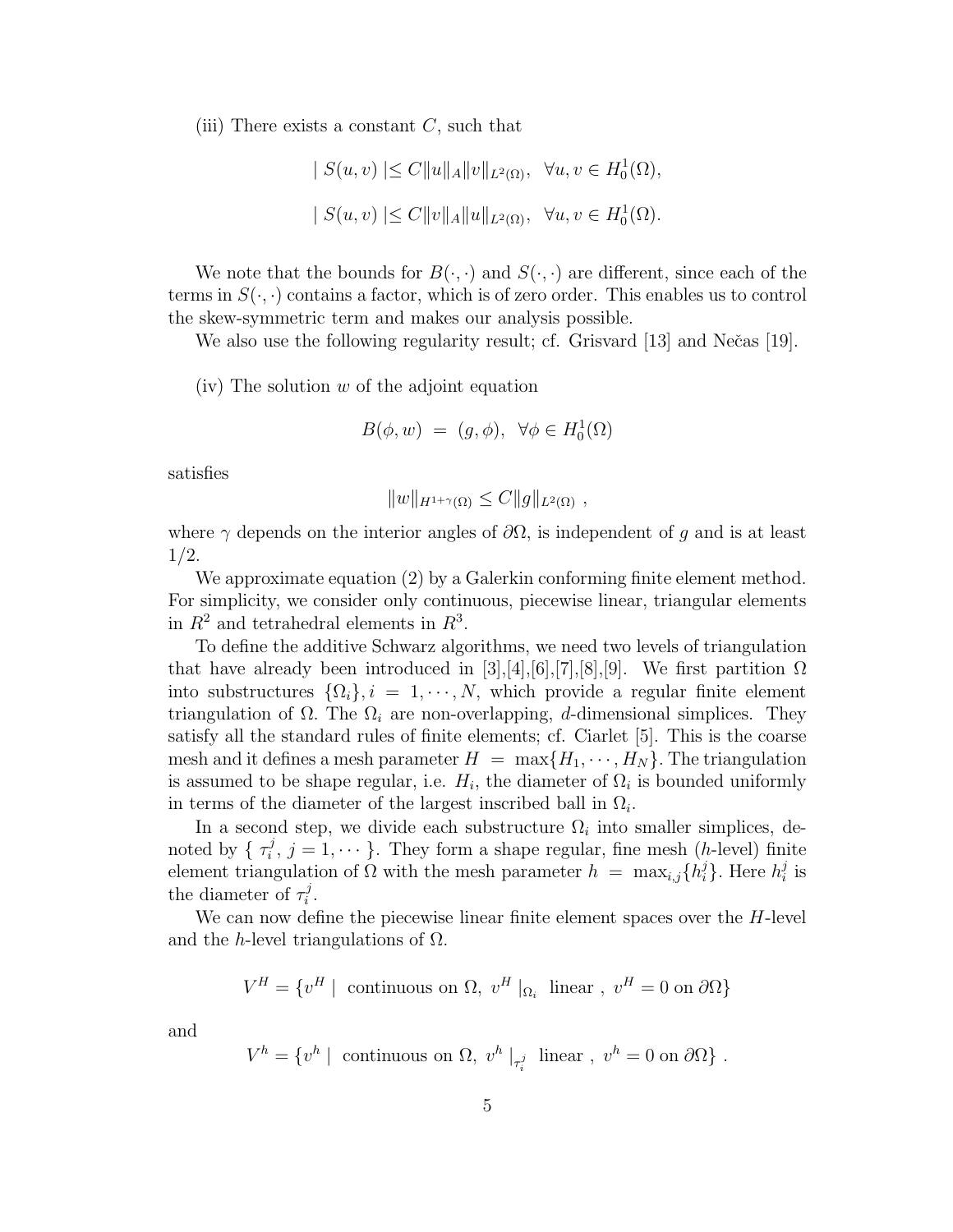(iii) There exists a constant $C$, such that

$$| S(u,v) | \leq C \|u\|_A \|v\|_{L^2(\Omega)}, \quad \forall u, v \in H_0^1(\Omega),$$

$$| S(u,v) | \leq C \|v\|_A \|u\|_{L^2(\Omega)}, \quad \forall u, v \in H_0^1(\Omega).$$

We note that the bounds for $B(\cdot,\cdot)$ and $S(\cdot,\cdot)$ are different, since each of the terms in $S(\cdot,\cdot)$ contains a factor, which is of zero order. This enables us to control the skew-symmetric term and makes our analysis possible.

We also use the following regularity result; cf. Grisvard [13] and Nečas [19].

(iv) The solution $w$ of the adjoint equation

$$B(\phi, w) \ = \ (g, \phi), \ \ \forall \phi \in H_0^1(\Omega)$$

satisfies

$$\|w\|_{H^{1+\gamma}(\Omega)} \leq C \|g\|_{L^2(\Omega)} \ ,$$

where $\gamma$ depends on the interior angles of $\partial\Omega$, is independent of $g$ and is at least $1/2$.

We approximate equation (2) by a Galerkin conforming finite element method. For simplicity, we consider only continuous, piecewise linear, triangular elements in $R^2$ and tetrahedral elements in $R^3$.

To define the additive Schwarz algorithms, we need two levels of triangulation that have already been introduced in [3],[4],[6],[7],[8],[9]. We first partition $\Omega$ into substructures $\{\Omega_i\}, i = 1, \cdots, N$, which provide a regular finite element triangulation of $\Omega$. The $\Omega_i$ are non-overlapping, $d$-dimensional simplices. They satisfy all the standard rules of finite elements; cf. Ciarlet [5]. This is the coarse mesh and it defines a mesh parameter $H \ = \ \max\{H_1, \cdots, H_N\}$. The triangulation is assumed to be shape regular, i.e. $H_i$, the diameter of $\Omega_i$ is bounded uniformly in terms of the diameter of the largest inscribed ball in $\Omega_i$.

In a second step, we divide each substructure $\Omega_i$ into smaller simplices, denoted by $\{ \tau_i^j, \, j = 1, \cdots \}$. They form a shape regular, fine mesh ($h$-level) finite element triangulation of $\Omega$ with the mesh parameter $h \ = \ \max_{i,j}\{h_i^j\}$. Here $h_i^j$ is the diameter of $\tau_i^j$.

We can now define the piecewise linear finite element spaces over the $H$-level and the $h$-level triangulations of $\Omega$.

$$V^H = \{v^H \mid \ \text{continuous on } \Omega, \ v^H \mid_{\Omega_i} \ \text{linear} \ , \ v^H = 0 \text{ on } \partial\Omega\}$$

and

$$V^h = \{v^h \mid \ \text{continuous on } \Omega, \ v^h \mid_{\tau_i^j} \ \text{linear} \ , \ v^h = 0 \text{ on } \partial\Omega\} \ .$$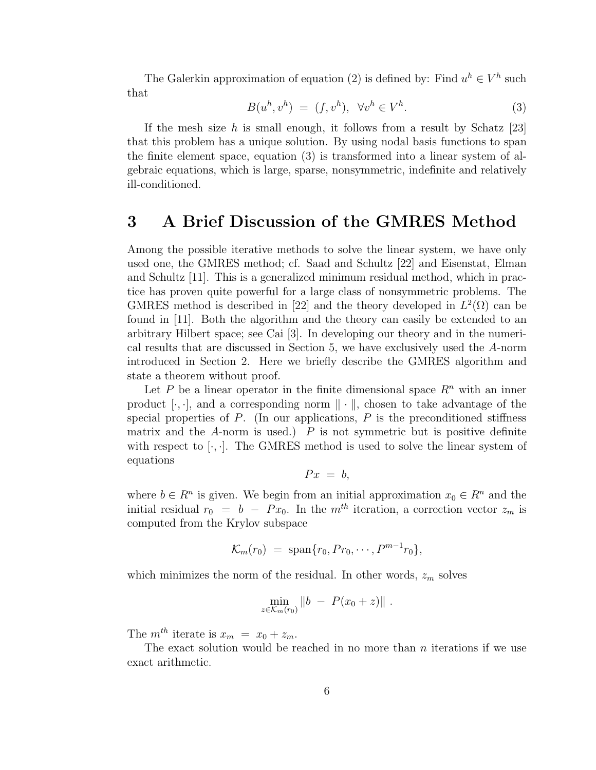The Galerkin approximation of equation (2) is defined by: Find $u^h \in V^h$ such that

$$B(u^h, v^h) \; = \; (f, v^h), \;\; \forall v^h \in V^h. \tag{3}$$

If the mesh size $h$ is small enough, it follows from a result by Schatz [23] that this problem has a unique solution. By using nodal basis functions to span the finite element space, equation (3) is transformed into a linear system of algebraic equations, which is large, sparse, nonsymmetric, indefinite and relatively ill-conditioned.

# 3 A Brief Discussion of the GMRES Method

Among the possible iterative methods to solve the linear system, we have only used one, the GMRES method; cf. Saad and Schultz [22] and Eisenstat, Elman and Schultz [11]. This is a generalized minimum residual method, which in practice has proven quite powerful for a large class of nonsymmetric problems. The GMRES method is described in [22] and the theory developed in $L^2(\Omega)$ can be found in [11]. Both the algorithm and the theory can easily be extended to an arbitrary Hilbert space; see Cai [3]. In developing our theory and in the numerical results that are discussed in Section 5, we have exclusively used the $A$-norm introduced in Section 2. Here we briefly describe the GMRES algorithm and state a theorem without proof.

Let $P$ be a linear operator in the finite dimensional space $R^n$ with an inner product $[\cdot, \cdot]$, and a corresponding norm $\| \cdot \|$, chosen to take advantage of the special properties of $P$. (In our applications, $P$ is the preconditioned stiffness matrix and the $A$-norm is used.) $P$ is not symmetric but is positive definite with respect to $[\cdot, \cdot]$. The GMRES method is used to solve the linear system of equations

$$Px \; = \; b,$$

where $b \in R^n$ is given. We begin from an initial approximation $x_0 \in R^n$ and the initial residual $r_0 \; = \; b \; - \; Px_0$. In the $m^{th}$ iteration, a correction vector $z_m$ is computed from the Krylov subspace

$$\mathcal{K}_m(r_0) \; = \; \text{span}\{r_0, Pr_0, \cdots, P^{m-1}r_0\},$$

which minimizes the norm of the residual. In other words, $z_m$ solves

$$\min_{z \in \mathcal{K}_m(r_0)} \|b \; - \; P(x_0 + z)\| \; .$$

The $m^{th}$ iterate is $x_m \; = \; x_0 + z_m$.

The exact solution would be reached in no more than $n$ iterations if we use exact arithmetic.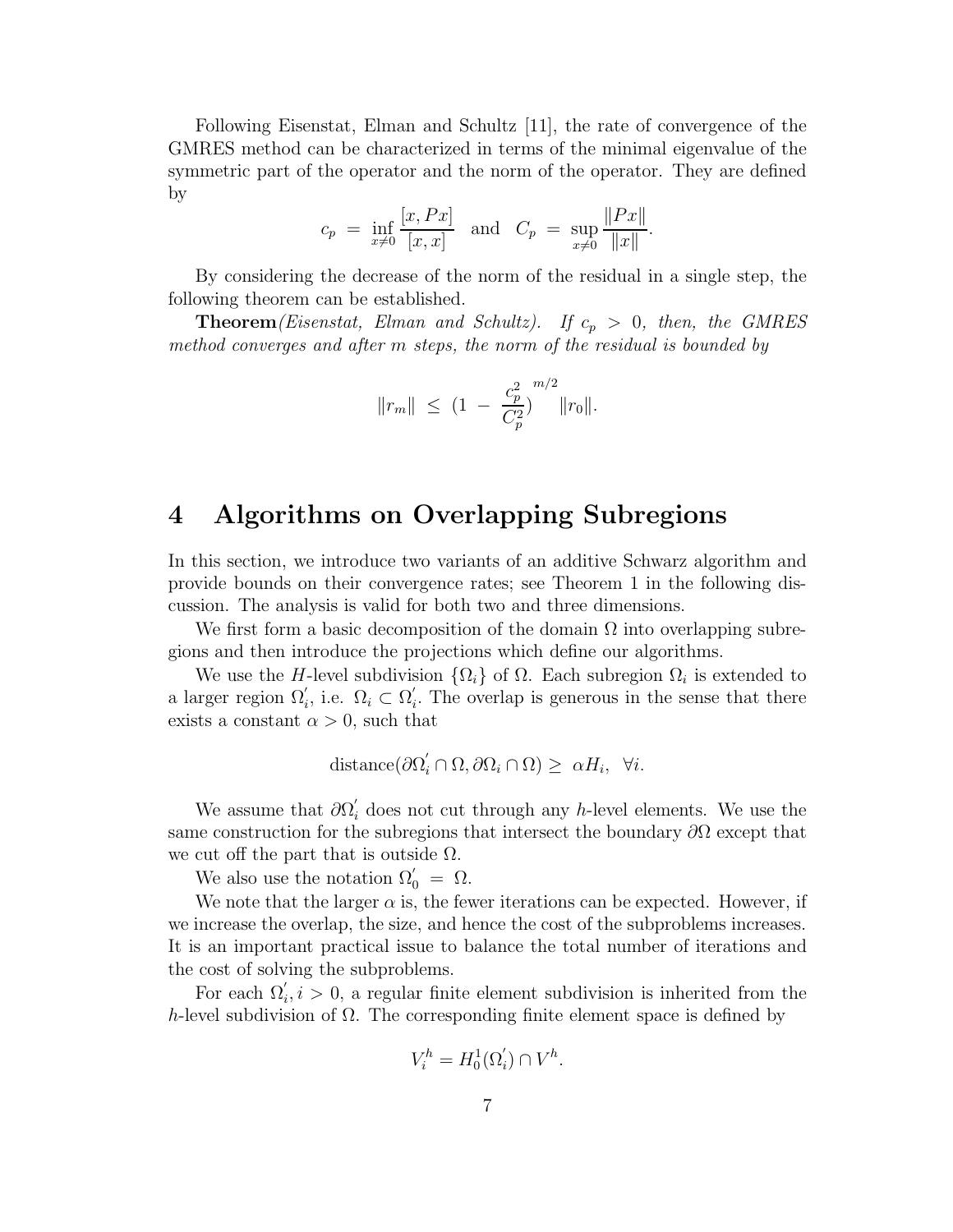Following Eisenstat, Elman and Schultz [11], the rate of convergence of the GMRES method can be characterized in terms of the minimal eigenvalue of the symmetric part of the operator and the norm of the operator. They are defined by

$$c_p \ = \ \inf_{x \neq 0} \frac{[x, Px]}{[x, x]} \quad \text{and} \quad C_p \ = \ \sup_{x \neq 0} \frac{\|Px\|}{\|x\|}.$$

By considering the decrease of the norm of the residual in a single step, the following theorem can be established.

**Theorem***(Eisenstat, Elman and Schultz). If $c_p \ > \ 0$, then, the GMRES method converges and after $m$ steps, the norm of the residual is bounded by*

$$\|r_m\| \ \leq \ (1 \ - \ \frac{c_p^2}{C_p^2})^{m/2} \|r_0\|.$$

# 4 Algorithms on Overlapping Subregions

In this section, we introduce two variants of an additive Schwarz algorithm and provide bounds on their convergence rates; see Theorem 1 in the following discussion. The analysis is valid for both two and three dimensions.

We first form a basic decomposition of the domain $\Omega$ into overlapping subregions and then introduce the projections which define our algorithms.

We use the $H$-level subdivision $\{\Omega_i\}$ of $\Omega$. Each subregion $\Omega_i$ is extended to a larger region $\Omega_i^{'}$, i.e. $\Omega_i \subset \Omega_i^{'}$. The overlap is generous in the sense that there exists a constant $\alpha > 0$, such that

$$\text{distance}(\partial\Omega_i^{'} \cap \Omega, \partial\Omega_i \cap \Omega) \geq \ \alpha H_i, \ \ \forall i.$$

We assume that $\partial\Omega_i^{'}$ does not cut through any $h$-level elements. We use the same construction for the subregions that intersect the boundary $\partial\Omega$ except that we cut off the part that is outside $\Omega$.

We also use the notation $\Omega_0^{'} \ = \ \Omega$.

We note that the larger $\alpha$ is, the fewer iterations can be expected. However, if we increase the overlap, the size, and hence the cost of the subproblems increases. It is an important practical issue to balance the total number of iterations and the cost of solving the subproblems.

For each $\Omega_i^{'}, i > 0$, a regular finite element subdivision is inherited from the $h$-level subdivision of $\Omega$. The corresponding finite element space is defined by

$$V_i^h = H_0^1(\Omega_i^{'}) \cap V^h.$$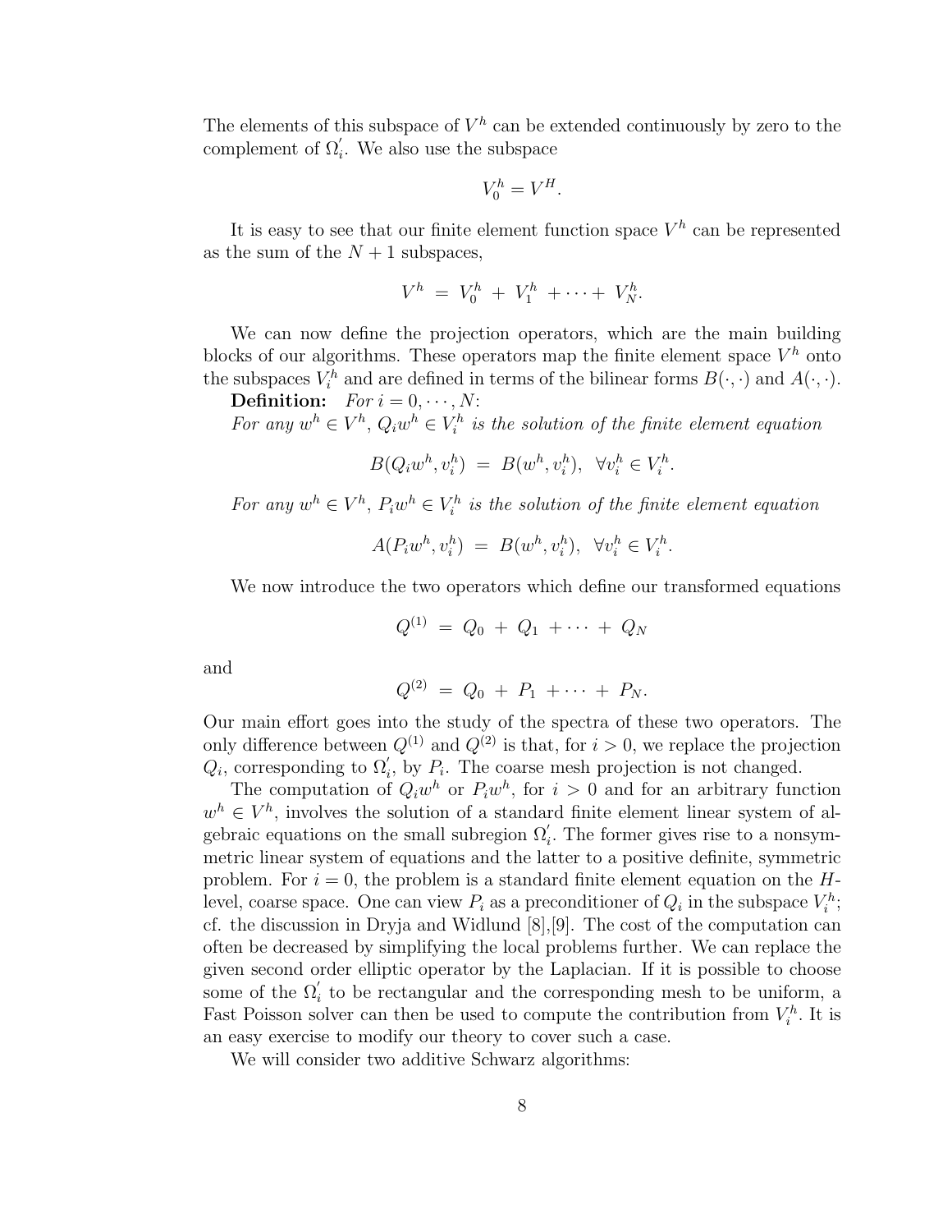The elements of this subspace of $V^h$ can be extended continuously by zero to the complement of $\Omega_i^{'}$. We also use the subspace

$$V_0^h = V^H.$$

It is easy to see that our finite element function space $V^h$ can be represented as the sum of the $N+1$ subspaces,

$$V^h \; = \; V_0^h \; + \; V_1^h \; + \cdots + \; V_N^h.$$

We can now define the projection operators, which are the main building blocks of our algorithms. These operators map the finite element space $V^h$ onto the subspaces $V_i^h$ and are defined in terms of the bilinear forms $B(\cdot,\cdot)$ and $A(\cdot,\cdot)$.

**Definition:** *For $i = 0, \cdots, N$:*
*For any $w^h \in V^h$, $Q_i w^h \in V_i^h$ is the solution of the finite element equation*

$$B(Q_i w^h, v_i^h) \; = \; B(w^h, v_i^h), \;\; \forall v_i^h \in V_i^h.$$

*For any $w^h \in V^h$, $P_i w^h \in V_i^h$ is the solution of the finite element equation*

$$A(P_i w^h, v_i^h) \; = \; B(w^h, v_i^h), \;\; \forall v_i^h \in V_i^h.$$

We now introduce the two operators which define our transformed equations

$$Q^{(1)} \; = \; Q_0 \; + \; Q_1 \; + \cdots + \; Q_N$$

and

$$Q^{(2)} \; = \; Q_0 \; + \; P_1 \; + \cdots + \; P_N.$$

Our main effort goes into the study of the spectra of these two operators. The only difference between $Q^{(1)}$ and $Q^{(2)}$ is that, for $i > 0$, we replace the projection $Q_i$, corresponding to $\Omega_i^{'}$, by $P_i$. The coarse mesh projection is not changed.

The computation of $Q_i w^h$ or $P_i w^h$, for $i > 0$ and for an arbitrary function $w^h \in V^h$, involves the solution of a standard finite element linear system of algebraic equations on the small subregion $\Omega_i^{'}$. The former gives rise to a nonsymmetric linear system of equations and the latter to a positive definite, symmetric problem. For $i = 0$, the problem is a standard finite element equation on the $H$-level, coarse space. One can view $P_i$ as a preconditioner of $Q_i$ in the subspace $V_i^h$; cf. the discussion in Dryja and Widlund [8],[9]. The cost of the computation can often be decreased by simplifying the local problems further. We can replace the given second order elliptic operator by the Laplacian. If it is possible to choose some of the $\Omega_i^{'}$ to be rectangular and the corresponding mesh to be uniform, a Fast Poisson solver can then be used to compute the contribution from $V_i^h$. It is an easy exercise to modify our theory to cover such a case.

We will consider two additive Schwarz algorithms: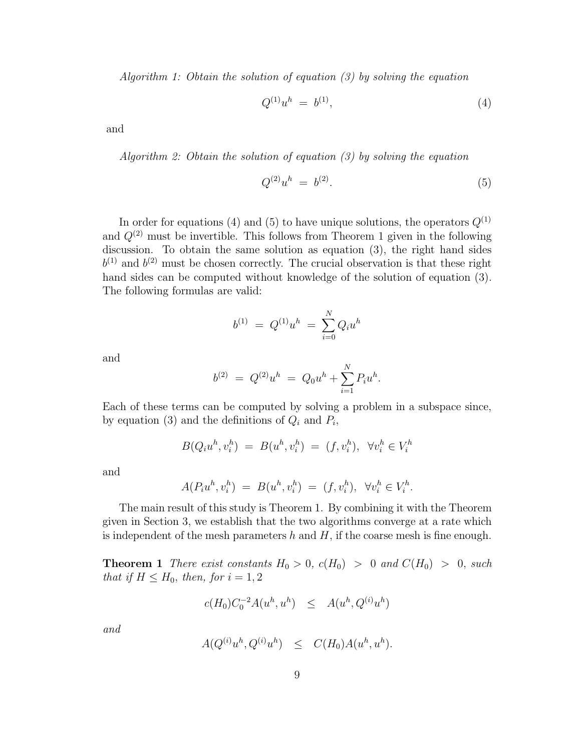*Algorithm 1: Obtain the solution of equation (3) by solving the equation*

$$Q^{(1)} u^h \;=\; b^{(1)}, \tag{4}$$

and

*Algorithm 2: Obtain the solution of equation (3) by solving the equation*

$$Q^{(2)} u^h \;=\; b^{(2)}. \tag{5}$$

In order for equations (4) and (5) to have unique solutions, the operators $Q^{(1)}$ and $Q^{(2)}$ must be invertible. This follows from Theorem 1 given in the following discussion. To obtain the same solution as equation (3), the right hand sides $b^{(1)}$ and $b^{(2)}$ must be chosen correctly. The crucial observation is that these right hand sides can be computed without knowledge of the solution of equation (3). The following formulas are valid:

$$b^{(1)} \;=\; Q^{(1)} u^h \;=\; \sum_{i=0}^{N} Q_i u^h$$

and

$$b^{(2)} \;=\; Q^{(2)} u^h \;=\; Q_0 u^h + \sum_{i=1}^{N} P_i u^h.$$

Each of these terms can be computed by solving a problem in a subspace since, by equation (3) and the definitions of $Q_i$ and $P_i$,

$$B(Q_i u^h, v_i^h) \;=\; B(u^h, v_i^h) \;=\; (f, v_i^h), \;\; \forall v_i^h \in V_i^h$$

and

$$A(P_i u^h, v_i^h) \;=\; B(u^h, v_i^h) \;=\; (f, v_i^h), \;\; \forall v_i^h \in V_i^h.$$

The main result of this study is Theorem 1. By combining it with the Theorem given in Section 3, we establish that the two algorithms converge at a rate which is independent of the mesh parameters $h$ and $H$, if the coarse mesh is fine enough.

**Theorem 1** *There exist constants $H_0 > 0$, $c(H_0) \; > \; 0$ and $C(H_0) \; > \; 0$, such that if $H \leq H_0$, then, for $i = 1, 2$*

$$c(H_0) C_0^{-2} A(u^h, u^h) \quad \leq \quad A(u^h, Q^{(i)} u^h)$$

*and*

$$A(Q^{(i)} u^h, Q^{(i)} u^h) \quad \leq \quad C(H_0) A(u^h, u^h).$$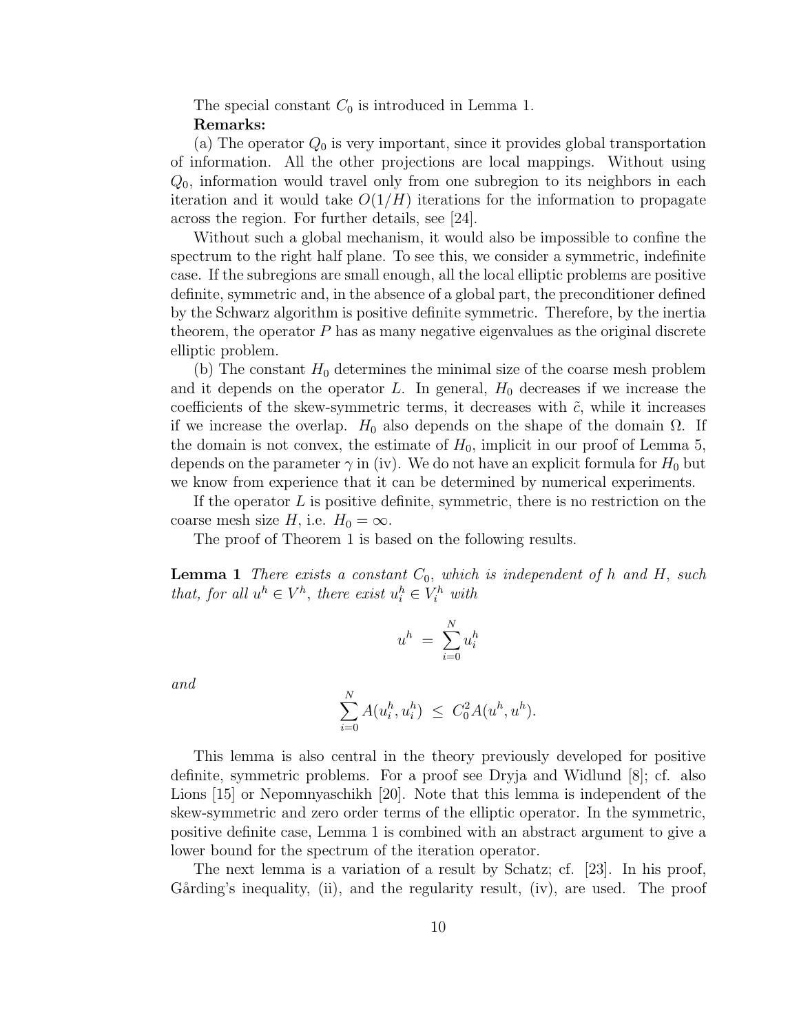The special constant $C_0$ is introduced in Lemma 1.

**Remarks:**

(a) The operator $Q_0$ is very important, since it provides global transportation of information. All the other projections are local mappings. Without using $Q_0$, information would travel only from one subregion to its neighbors in each iteration and it would take $O(1/H)$ iterations for the information to propagate across the region. For further details, see [24].

Without such a global mechanism, it would also be impossible to confine the spectrum to the right half plane. To see this, we consider a symmetric, indefinite case. If the subregions are small enough, all the local elliptic problems are positive definite, symmetric and, in the absence of a global part, the preconditioner defined by the Schwarz algorithm is positive definite symmetric. Therefore, by the inertia theorem, the operator $P$ has as many negative eigenvalues as the original discrete elliptic problem.

(b) The constant $H_0$ determines the minimal size of the coarse mesh problem and it depends on the operator $L$. In general, $H_0$ decreases if we increase the coefficients of the skew-symmetric terms, it decreases with $\tilde{c}$, while it increases if we increase the overlap. $H_0$ also depends on the shape of the domain $\Omega$. If the domain is not convex, the estimate of $H_0$, implicit in our proof of Lemma 5, depends on the parameter $\gamma$ in (iv). We do not have an explicit formula for $H_0$ but we know from experience that it can be determined by numerical experiments.

If the operator $L$ is positive definite, symmetric, there is no restriction on the coarse mesh size $H$, i.e. $H_0 = \infty$.

The proof of Theorem 1 is based on the following results.

**Lemma 1** *There exists a constant $C_0$, which is independent of $h$ and $H$, such that, for all $u^h \in V^h$, there exist $u_i^h \in V_i^h$ with*

$$u^h \; = \; \sum_{i=0}^{N} u_i^h$$

*and*

$$\sum_{i=0}^{N} A(u_i^h, u_i^h) \; \leq \; C_0^2 A(u^h, u^h).$$

This lemma is also central in the theory previously developed for positive definite, symmetric problems. For a proof see Dryja and Widlund [8]; cf. also Lions [15] or Nepomnyaschikh [20]. Note that this lemma is independent of the skew-symmetric and zero order terms of the elliptic operator. In the symmetric, positive definite case, Lemma 1 is combined with an abstract argument to give a lower bound for the spectrum of the iteration operator.

The next lemma is a variation of a result by Schatz; cf. [23]. In his proof, Gårding's inequality, (ii), and the regularity result, (iv), are used. The proof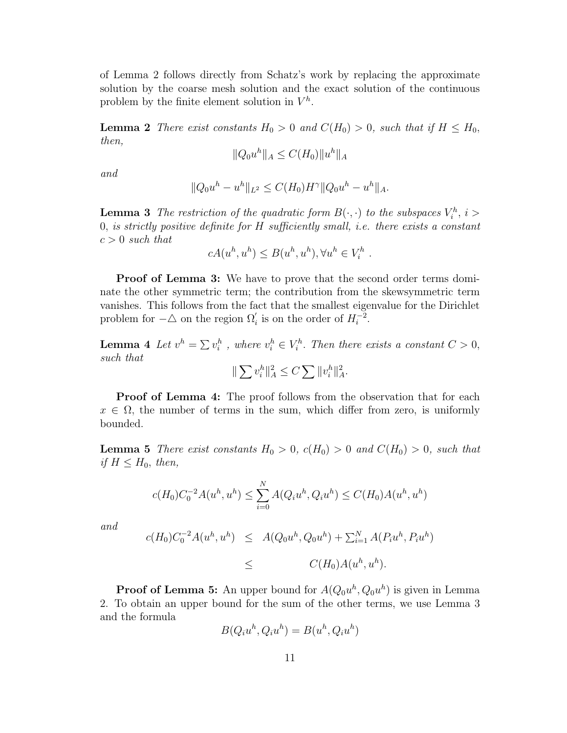of Lemma 2 follows directly from Schatz's work by replacing the approximate solution by the coarse mesh solution and the exact solution of the continuous problem by the finite element solution in $V^h$.

**Lemma 2** *There exist constants $H_0 > 0$ and $C(H_0) > 0$, such that if $H \leq H_0$, then,*

$$\|Q_0 u^h\|_A \leq C(H_0)\|u^h\|_A$$

*and*

$$\|Q_0 u^h - u^h\|_{L^2} \leq C(H_0) H^\gamma \|Q_0 u^h - u^h\|_A.$$

**Lemma 3** *The restriction of the quadratic form $B(\cdot,\cdot)$ to the subspaces $V_i^h$, $i > 0$, is strictly positive definite for $H$ sufficiently small, i.e. there exists a constant $c > 0$ such that*

$$cA(u^h, u^h) \leq B(u^h, u^h), \forall u^h \in V_i^h \ .$$

**Proof of Lemma 3:** We have to prove that the second order terms dominate the other symmetric term; the contribution from the skewsymmetric term vanishes. This follows from the fact that the smallest eigenvalue for the Dirichlet problem for $-\triangle$ on the region $\Omega_i'$ is on the order of $H_i^{-2}$.

**Lemma 4** *Let $v^h = \sum v_i^h$ , where $v_i^h \in V_i^h$. Then there exists a constant $C > 0$, such that*

$$\| \sum v_i^h\|_A^2 \leq C \sum \|v_i^h\|_A^2.$$

**Proof of Lemma 4:** The proof follows from the observation that for each $x \in \Omega$, the number of terms in the sum, which differ from zero, is uniformly bounded.

**Lemma 5** *There exist constants $H_0 > 0$, $c(H_0) > 0$ and $C(H_0) > 0$, such that if $H \leq H_0$, then,*

$$c(H_0) C_0^{-2} A(u^h, u^h) \leq \sum_{i=0}^{N} A(Q_i u^h, Q_i u^h) \leq C(H_0) A(u^h, u^h)$$

*and*

$$\begin{aligned} c(H_0) C_0^{-2} A(u^h, u^h) &\leq A(Q_0 u^h, Q_0 u^h) + \textstyle\sum_{i=1}^{N} A(P_i u^h, P_i u^h) \\ &\leq C(H_0) A(u^h, u^h). \end{aligned}$$

**Proof of Lemma 5:** An upper bound for $A(Q_0 u^h, Q_0 u^h)$ is given in Lemma 2. To obtain an upper bound for the sum of the other terms, we use Lemma 3 and the formula

$$B(Q_i u^h, Q_i u^h) = B(u^h, Q_i u^h)$$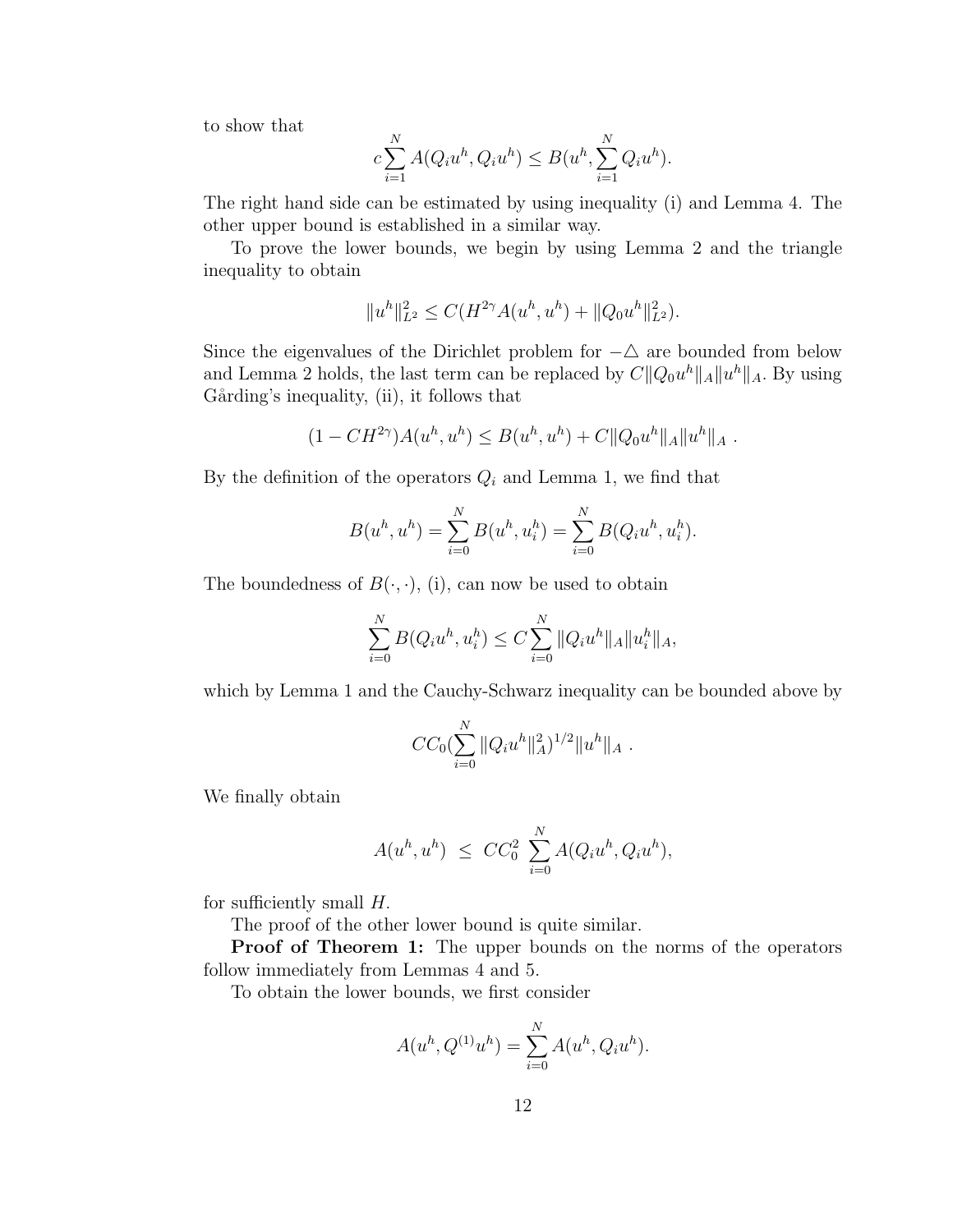to show that

$$c \sum_{i=1}^{N} A(Q_i u^h, Q_i u^h) \leq B(u^h, \sum_{i=1}^{N} Q_i u^h).$$

The right hand side can be estimated by using inequality (i) and Lemma 4. The other upper bound is established in a similar way.

To prove the lower bounds, we begin by using Lemma 2 and the triangle inequality to obtain

$$\|u^h\|_{L^2}^2 \leq C(H^{2\gamma} A(u^h, u^h) + \|Q_0 u^h\|_{L^2}^2).$$

Since the eigenvalues of the Dirichlet problem for $-\triangle$ are bounded from below and Lemma 2 holds, the last term can be replaced by $C\|Q_0 u^h\|_A \|u^h\|_A$. By using Gårding's inequality, (ii), it follows that

$$(1 - CH^{2\gamma}) A(u^h, u^h) \leq B(u^h, u^h) + C\|Q_0 u^h\|_A \|u^h\|_A \ .$$

By the definition of the operators $Q_i$ and Lemma 1, we find that

$$B(u^h, u^h) = \sum_{i=0}^{N} B(u^h, u_i^h) = \sum_{i=0}^{N} B(Q_i u^h, u_i^h).$$

The boundedness of $B(\cdot, \cdot)$, (i), can now be used to obtain

$$\sum_{i=0}^{N} B(Q_i u^h, u_i^h) \leq C \sum_{i=0}^{N} \|Q_i u^h\|_A \|u_i^h\|_A,$$

which by Lemma 1 and the Cauchy-Schwarz inequality can be bounded above by

$$CC_0 (\sum_{i=0}^{N} \|Q_i u^h\|_A^2)^{1/2} \|u^h\|_A \ .$$

We finally obtain

$$A(u^h, u^h) \ \leq \ CC_0^2 \ \sum_{i=0}^{N} A(Q_i u^h, Q_i u^h),$$

for sufficiently small $H$.

The proof of the other lower bound is quite similar.

**Proof of Theorem 1:** The upper bounds on the norms of the operators follow immediately from Lemmas 4 and 5.

To obtain the lower bounds, we first consider

$$A(u^h, Q^{(1)} u^h) = \sum_{i=0}^{N} A(u^h, Q_i u^h).$$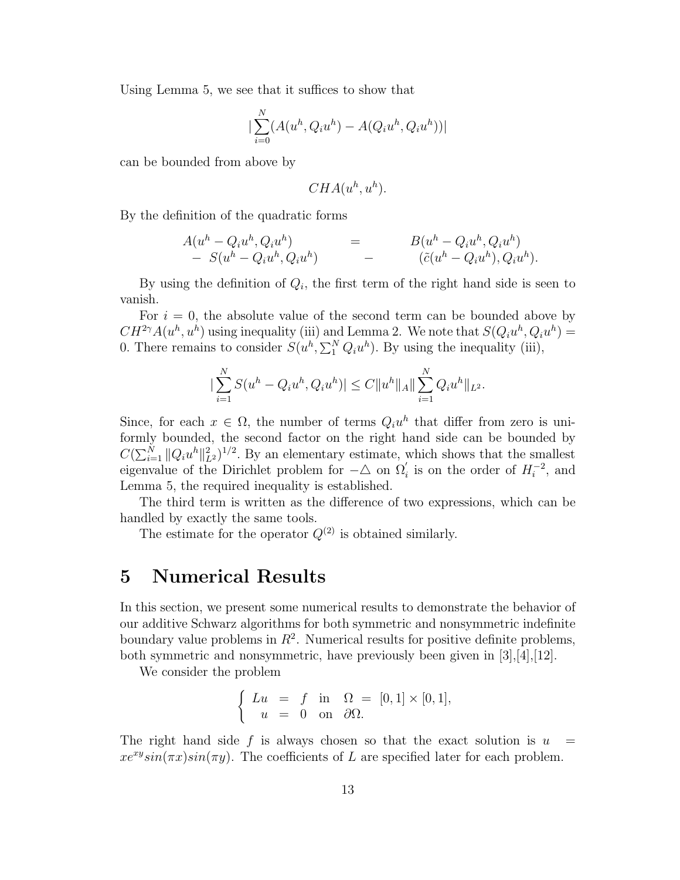Using Lemma 5, we see that it suffices to show that

$$|\sum_{i=0}^{N}(A(u^h, Q_i u^h) - A(Q_i u^h, Q_i u^h))|$$

can be bounded from above by

$$CHA(u^h, u^h).$$

By the definition of the quadratic forms

$$\begin{array}{lcl} A(u^h - Q_i u^h, Q_i u^h) & = & B(u^h - Q_i u^h, Q_i u^h) \\ -\ S(u^h - Q_i u^h, Q_i u^h) & - & (\tilde{c}(u^h - Q_i u^h), Q_i u^h). \end{array}$$

By using the definition of $Q_i$, the first term of the right hand side is seen to vanish.

For $i = 0$, the absolute value of the second term can be bounded above by $CH^{2\gamma}A(u^h, u^h)$ using inequality (iii) and Lemma 2. We note that $S(Q_i u^h, Q_i u^h) = 0$. There remains to consider $S(u^h, \sum_1^N Q_i u^h)$. By using the inequality (iii),

$$|\sum_{i=1}^{N} S(u^h - Q_i u^h, Q_i u^h)| \leq C\|u^h\|_A \|\sum_{i=1}^{N} Q_i u^h\|_{L^2}.$$

Since, for each $x \in \Omega$, the number of terms $Q_i u^h$ that differ from zero is uniformly bounded, the second factor on the right hand side can be bounded by $C(\sum_{i=1}^{N} \|Q_i u^h\|_{L^2}^2)^{1/2}$. By an elementary estimate, which shows that the smallest eigenvalue of the Dirichlet problem for $-\triangle$ on $\Omega_i'$ is on the order of $H_i^{-2}$, and Lemma 5, the required inequality is established.

The third term is written as the difference of two expressions, which can be handled by exactly the same tools.

The estimate for the operator $Q^{(2)}$ is obtained similarly.

# 5 Numerical Results

In this section, we present some numerical results to demonstrate the behavior of our additive Schwarz algorithms for both symmetric and nonsymmetric indefinite boundary value problems in $R^2$. Numerical results for positive definite problems, both symmetric and nonsymmetric, have previously been given in [3],[4],[12].

We consider the problem

$$\left\{ \begin{array}{lcl} Lu & = & f \quad \text{in} \quad \Omega \ = \ [0,1] \times [0,1], \\ u & = & 0 \quad \text{on} \quad \partial\Omega. \end{array} \right.$$

The right hand side $f$ is always chosen so that the exact solution is $u = xe^{xy} sin(\pi x) sin(\pi y)$. The coefficients of $L$ are specified later for each problem.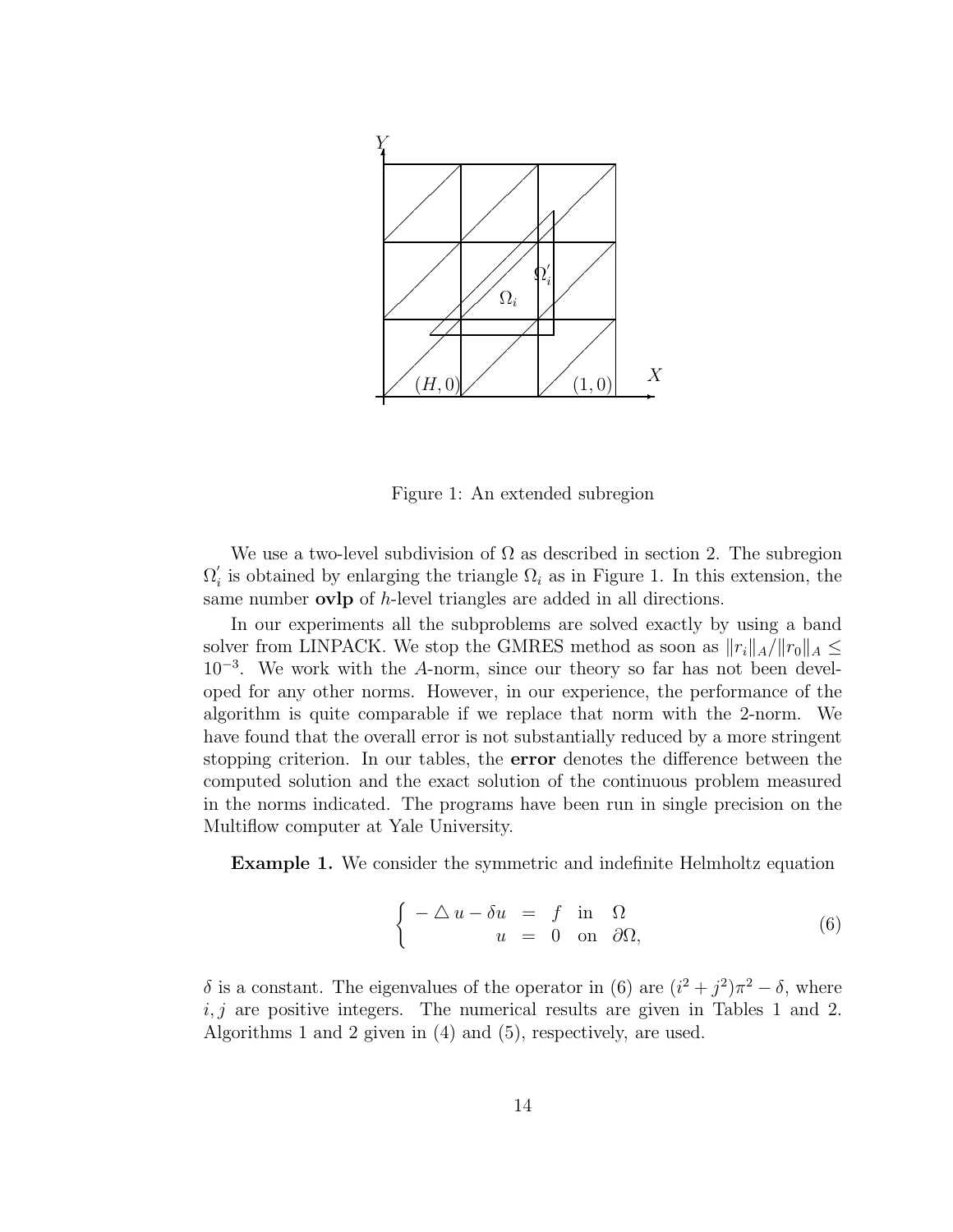Figure 1: An extended subregion

We use a two-level subdivision of $\Omega$ as described in section 2. The subregion $\Omega_i'$ is obtained by enlarging the triangle $\Omega_i$ as in Figure 1. In this extension, the same number **ovlp** of $h$-level triangles are added in all directions.

In our experiments all the subproblems are solved exactly by using a band solver from LINPACK. We stop the GMRES method as soon as $\|r_i\|_A/\|r_0\|_A \leq 10^{-3}$. We work with the $A$-norm, since our theory so far has not been developed for any other norms. However, in our experience, the performance of the algorithm is quite comparable if we replace that norm with the 2-norm. We have found that the overall error is not substantially reduced by a more stringent stopping criterion. In our tables, the **error** denotes the difference between the computed solution and the exact solution of the continuous problem measured in the norms indicated. The programs have been run in single precision on the Multiflow computer at Yale University.

**Example 1.** We consider the symmetric and indefinite Helmholtz equation

$$\left\{ \begin{array}{rcll} -\triangle u - \delta u & = & f & \text{in} \quad \Omega \\ u & = & 0 & \text{on} \quad \partial\Omega, \end{array} \right. \tag{6}$$

$\delta$ is a constant. The eigenvalues of the operator in (6) are $(i^2 + j^2)\pi^2 - \delta$, where $i, j$ are positive integers. The numerical results are given in Tables 1 and 2. Algorithms 1 and 2 given in (4) and (5), respectively, are used.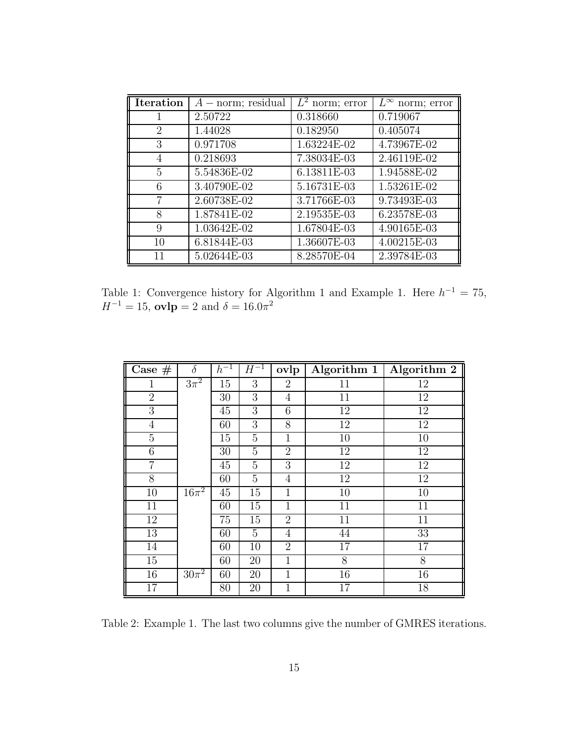| **Iteration** | $A-$ norm; residual | $L^2$ norm; error | $L^\infty$ norm; error |
|---|---|---|---|
| 1 | 2.50722 | 0.318660 | 0.719067 |
| 2 | 1.44028 | 0.182950 | 0.405074 |
| 3 | 0.971708 | 1.63224E-02 | 4.73967E-02 |
| 4 | 0.218693 | 7.38034E-03 | 2.46119E-02 |
| 5 | 5.54836E-02 | 6.13811E-03 | 1.94588E-02 |
| 6 | 3.40790E-02 | 5.16731E-03 | 1.53261E-02 |
| 7 | 2.60738E-02 | 3.71766E-03 | 9.73493E-03 |
| 8 | 1.87841E-02 | 2.19535E-03 | 6.23578E-03 |
| 9 | 1.03642E-02 | 1.67804E-03 | 4.90165E-03 |
| 10 | 6.81844E-03 | 1.36607E-03 | 4.00215E-03 |
| 11 | 5.02644E-03 | 8.28570E-04 | 2.39784E-03 |

Table 1: Convergence history for Algorithm 1 and Example 1. Here $h^{-1} = 75$, $H^{-1} = 15$, **ovlp** $= 2$ and $\delta = 16.0\pi^2$

| **Case #** | $\delta$ | $h^{-1}$ | $H^{-1}$ | **ovlp** | **Algorithm 1** | **Algorithm 2** |
|---|---|---|---|---|---|---|
| 1 | $3\pi^2$ | 15 | 3 | 2 | 11 | 12 |
| 2 | | 30 | 3 | 4 | 11 | 12 |
| 3 | | 45 | 3 | 6 | 12 | 12 |
| 4 | | 60 | 3 | 8 | 12 | 12 |
| 5 | | 15 | 5 | 1 | 10 | 10 |
| 6 | | 30 | 5 | 2 | 12 | 12 |
| 7 | | 45 | 5 | 3 | 12 | 12 |
| 8 | | 60 | 5 | 4 | 12 | 12 |
| 10 | $16\pi^2$ | 45 | 15 | 1 | 10 | 10 |
| 11 | | 60 | 15 | 1 | 11 | 11 |
| 12 | | 75 | 15 | 2 | 11 | 11 |
| 13 | | 60 | 5 | 4 | 44 | 33 |
| 14 | | 60 | 10 | 2 | 17 | 17 |
| 15 | | 60 | 20 | 1 | 8 | 8 |
| 16 | $30\pi^2$ | 60 | 20 | 1 | 16 | 16 |
| 17 | | 80 | 20 | 1 | 17 | 18 |

Table 2: Example 1. The last two columns give the number of GMRES iterations.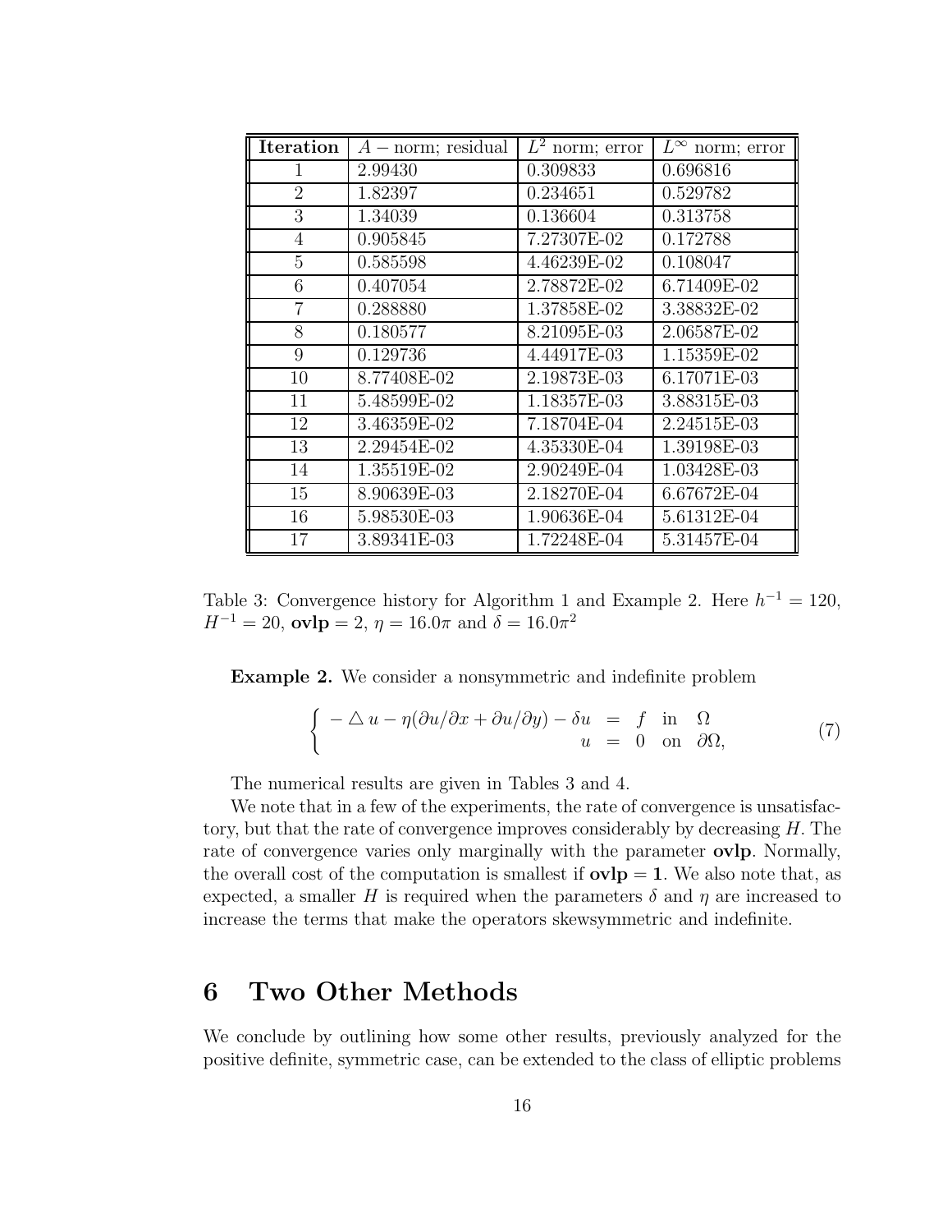| **Iteration** | $A-$ norm; residual | $L^2$ norm; error | $L^\infty$ norm; error |
|---|---|---|---|
| 1 | 2.99430 | 0.309833 | 0.696816 |
| 2 | 1.82397 | 0.234651 | 0.529782 |
| 3 | 1.34039 | 0.136604 | 0.313758 |
| 4 | 0.905845 | 7.27307E-02 | 0.172788 |
| 5 | 0.585598 | 4.46239E-02 | 0.108047 |
| 6 | 0.407054 | 2.78872E-02 | 6.71409E-02 |
| 7 | 0.288880 | 1.37858E-02 | 3.38832E-02 |
| 8 | 0.180577 | 8.21095E-03 | 2.06587E-02 |
| 9 | 0.129736 | 4.44917E-03 | 1.15359E-02 |
| 10 | 8.77408E-02 | 2.19873E-03 | 6.17071E-03 |
| 11 | 5.48599E-02 | 1.18357E-03 | 3.88315E-03 |
| 12 | 3.46359E-02 | 7.18704E-04 | 2.24515E-03 |
| 13 | 2.29454E-02 | 4.35330E-04 | 1.39198E-03 |
| 14 | 1.35519E-02 | 2.90249E-04 | 1.03428E-03 |
| 15 | 8.90639E-03 | 2.18270E-04 | 6.67672E-04 |
| 16 | 5.98530E-03 | 1.90636E-04 | 5.61312E-04 |
| 17 | 3.89341E-03 | 1.72248E-04 | 5.31457E-04 |

Table 3: Convergence history for Algorithm 1 and Example 2. Here $h^{-1} = 120$, $H^{-1} = 20$, $\mathbf{ovlp} = 2$, $\eta = 16.0\pi$ and $\delta = 16.0\pi^2$

**Example 2.** We consider a nonsymmetric and indefinite problem

$$\left\{ \begin{array}{rcll} -\triangle u - \eta(\partial u/\partial x + \partial u/\partial y) - \delta u & = & f & \text{in} \quad \Omega \\ u & = & 0 & \text{on} \quad \partial\Omega, \end{array} \right. \tag{7}$$

The numerical results are given in Tables 3 and 4.

We note that in a few of the experiments, the rate of convergence is unsatisfactory, but that the rate of convergence improves considerably by decreasing $H$. The rate of convergence varies only marginally with the parameter **ovlp**. Normally, the overall cost of the computation is smallest if $\mathbf{ovlp = 1}$. We also note that, as expected, a smaller $H$ is required when the parameters $\delta$ and $\eta$ are increased to increase the terms that make the operators skewsymmetric and indefinite.

# 6 Two Other Methods

We conclude by outlining how some other results, previously analyzed for the positive definite, symmetric case, can be extended to the class of elliptic problems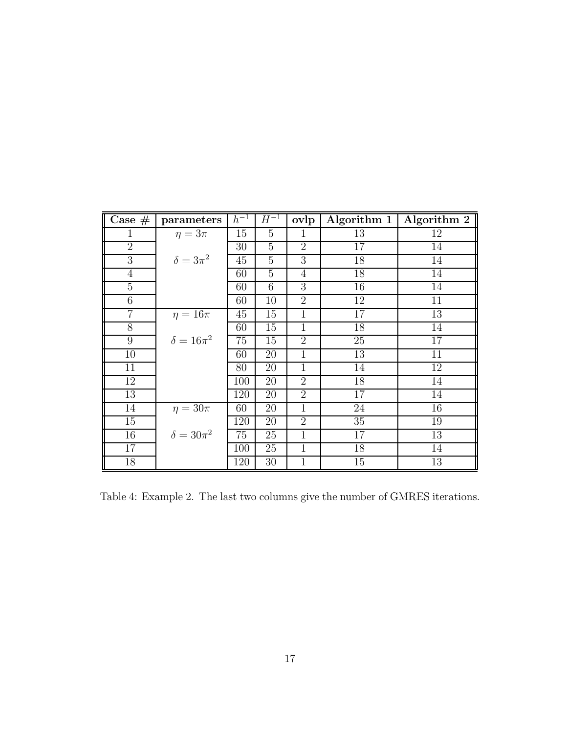| Case # | parameters | $h^{-1}$ | $H^{-1}$ | ovlp | Algorithm 1 | Algorithm 2 |
|---|---|---|---|---|---|---|
| 1 | $\eta = 3\pi$ | 15 | 5 | 1 | 13 | 12 |
| 2 | | 30 | 5 | 2 | 17 | 14 |
| 3 | $\delta = 3\pi^2$ | 45 | 5 | 3 | 18 | 14 |
| 4 | | 60 | 5 | 4 | 18 | 14 |
| 5 | | 60 | 6 | 3 | 16 | 14 |
| 6 | | 60 | 10 | 2 | 12 | 11 |
| 7 | $\eta = 16\pi$ | 45 | 15 | 1 | 17 | 13 |
| 8 | | 60 | 15 | 1 | 18 | 14 |
| 9 | $\delta = 16\pi^2$ | 75 | 15 | 2 | 25 | 17 |
| 10 | | 60 | 20 | 1 | 13 | 11 |
| 11 | | 80 | 20 | 1 | 14 | 12 |
| 12 | | 100 | 20 | 2 | 18 | 14 |
| 13 | | 120 | 20 | 2 | 17 | 14 |
| 14 | $\eta = 30\pi$ | 60 | 20 | 1 | 24 | 16 |
| 15 | | 120 | 20 | 2 | 35 | 19 |
| 16 | $\delta = 30\pi^2$ | 75 | 25 | 1 | 17 | 13 |
| 17 | | 100 | 25 | 1 | 18 | 14 |
| 18 | | 120 | 30 | 1 | 15 | 13 |

Table 4: Example 2. The last two columns give the number of GMRES iterations.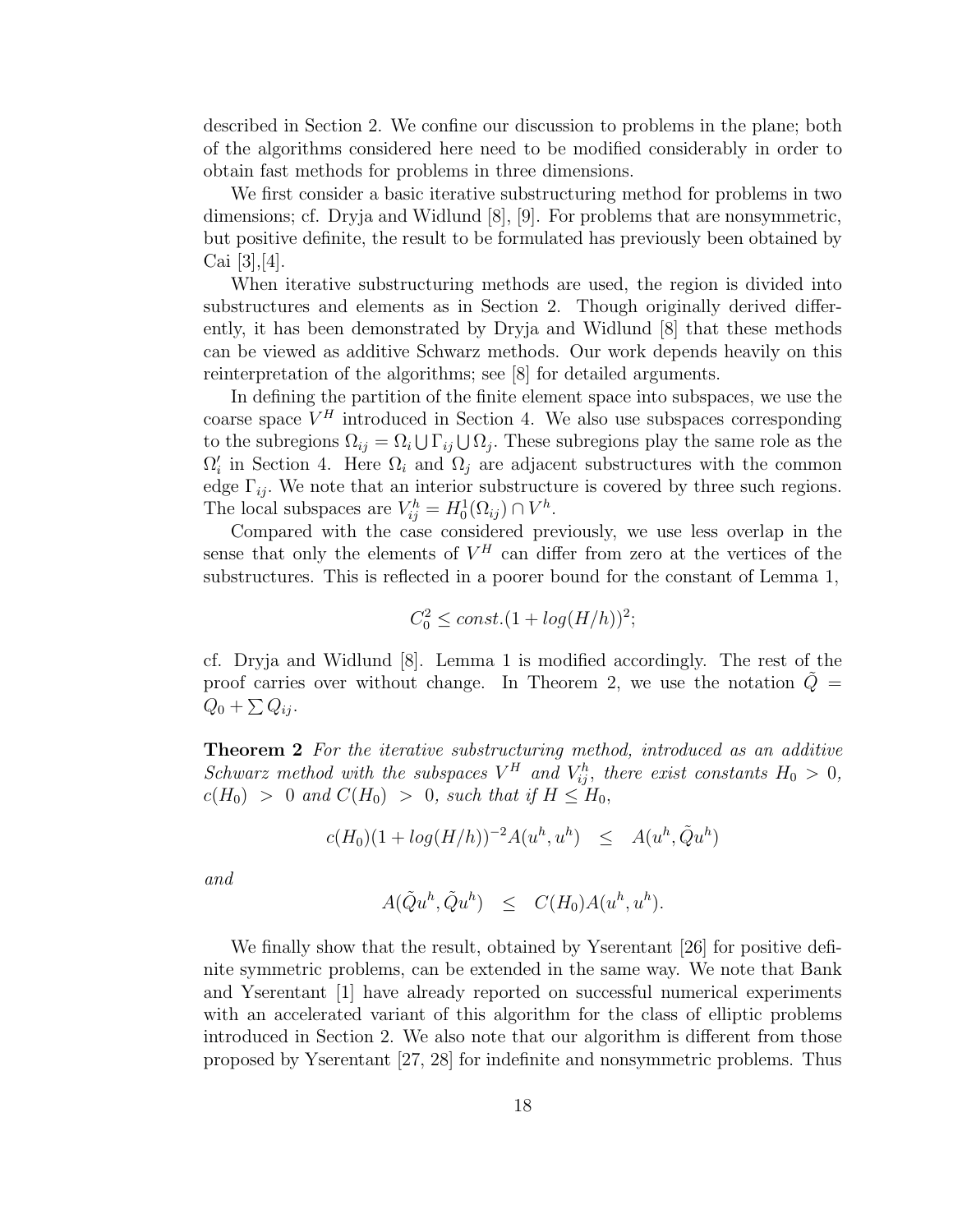described in Section 2. We confine our discussion to problems in the plane; both of the algorithms considered here need to be modified considerably in order to obtain fast methods for problems in three dimensions.

We first consider a basic iterative substructuring method for problems in two dimensions; cf. Dryja and Widlund [8], [9]. For problems that are nonsymmetric, but positive definite, the result to be formulated has previously been obtained by Cai [3],[4].

When iterative substructuring methods are used, the region is divided into substructures and elements as in Section 2. Though originally derived differently, it has been demonstrated by Dryja and Widlund [8] that these methods can be viewed as additive Schwarz methods. Our work depends heavily on this reinterpretation of the algorithms; see [8] for detailed arguments.

In defining the partition of the finite element space into subspaces, we use the coarse space $V^H$ introduced in Section 4. We also use subspaces corresponding to the subregions $\Omega_{ij} = \Omega_i \bigcup \Gamma_{ij} \bigcup \Omega_j$. These subregions play the same role as the $\Omega_i'$ in Section 4. Here $\Omega_i$ and $\Omega_j$ are adjacent substructures with the common edge $\Gamma_{ij}$. We note that an interior substructure is covered by three such regions. The local subspaces are $V_{ij}^h = H_0^1(\Omega_{ij}) \cap V^h$.

Compared with the case considered previously, we use less overlap in the sense that only the elements of $V^H$ can differ from zero at the vertices of the substructures. This is reflected in a poorer bound for the constant of Lemma 1,

$$C_0^2 \leq const.(1 + log(H/h))^2;$$

cf. Dryja and Widlund [8]. Lemma 1 is modified accordingly. The rest of the proof carries over without change. In Theorem 2, we use the notation $\tilde{Q} = Q_0 + \sum Q_{ij}$.

**Theorem 2** *For the iterative substructuring method, introduced as an additive Schwarz method with the subspaces $V^H$ and $V_{ij}^h$, there exist constants $H_0 > 0$, $c(H_0) > 0$ and $C(H_0) > 0$, such that if $H \leq H_0$,*

$$c(H_0)(1 + log(H/h))^{-2} A(u^h, u^h) \leq A(u^h, \tilde{Q}u^h)$$

*and*

$$A(\tilde{Q}u^h, \tilde{Q}u^h) \leq C(H_0) A(u^h, u^h).$$

We finally show that the result, obtained by Yserentant [26] for positive definite symmetric problems, can be extended in the same way. We note that Bank and Yserentant [1] have already reported on successful numerical experiments with an accelerated variant of this algorithm for the class of elliptic problems introduced in Section 2. We also note that our algorithm is different from those proposed by Yserentant [27, 28] for indefinite and nonsymmetric problems. Thus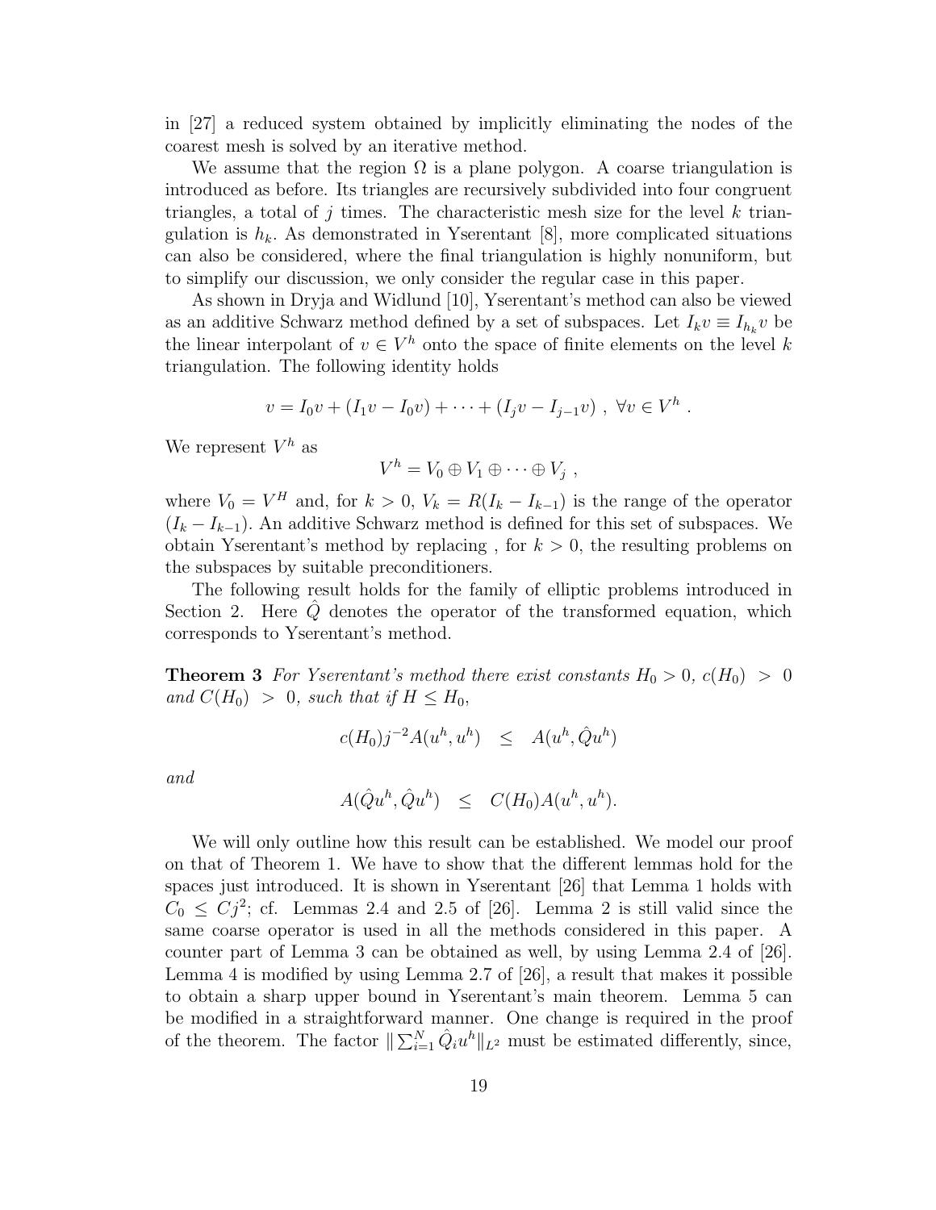in [27] a reduced system obtained by implicitly eliminating the nodes of the coarest mesh is solved by an iterative method.

We assume that the region $\Omega$ is a plane polygon. A coarse triangulation is introduced as before. Its triangles are recursively subdivided into four congruent triangles, a total of $j$ times. The characteristic mesh size for the level $k$ triangulation is $h_k$. As demonstrated in Yserentant [8], more complicated situations can also be considered, where the final triangulation is highly nonuniform, but to simplify our discussion, we only consider the regular case in this paper.

As shown in Dryja and Widlund [10], Yserentant's method can also be viewed as an additive Schwarz method defined by a set of subspaces. Let $I_k v \equiv I_{h_k} v$ be the linear interpolant of $v \in V^h$ onto the space of finite elements on the level $k$ triangulation. The following identity holds

$$v = I_0 v + (I_1 v - I_0 v) + \cdots + (I_j v - I_{j-1} v) \ , \ \forall v \in V^h \ .$$

We represent $V^h$ as

$$V^h = V_0 \oplus V_1 \oplus \cdots \oplus V_j \ ,$$

where $V_0 = V^H$ and, for $k > 0$, $V_k = R(I_k - I_{k-1})$ is the range of the operator $(I_k - I_{k-1})$. An additive Schwarz method is defined for this set of subspaces. We obtain Yserentant's method by replacing , for $k > 0$, the resulting problems on the subspaces by suitable preconditioners.

The following result holds for the family of elliptic problems introduced in Section 2. Here $\hat{Q}$ denotes the operator of the transformed equation, which corresponds to Yserentant's method.

**Theorem 3** *For Yserentant's method there exist constants $H_0 > 0$, $c(H_0) > 0$ and $C(H_0) > 0$, such that if $H \leq H_0$,*

$$c(H_0) j^{-2} A(u^h, u^h) \quad \leq \quad A(u^h, \hat{Q} u^h)$$

*and*

$$A(\hat{Q} u^h, \hat{Q} u^h) \quad \leq \quad C(H_0) A(u^h, u^h).$$

We will only outline how this result can be established. We model our proof on that of Theorem 1. We have to show that the different lemmas hold for the spaces just introduced. It is shown in Yserentant [26] that Lemma 1 holds with $C_0 \leq C j^2$; cf. Lemmas 2.4 and 2.5 of [26]. Lemma 2 is still valid since the same coarse operator is used in all the methods considered in this paper. A counter part of Lemma 3 can be obtained as well, by using Lemma 2.4 of [26]. Lemma 4 is modified by using Lemma 2.7 of [26], a result that makes it possible to obtain a sharp upper bound in Yserentant's main theorem. Lemma 5 can be modified in a straightforward manner. One change is required in the proof of the theorem. The factor $\| \sum_{i=1}^{N} \hat{Q}_i u^h \|_{L^2}$ must be estimated differently, since,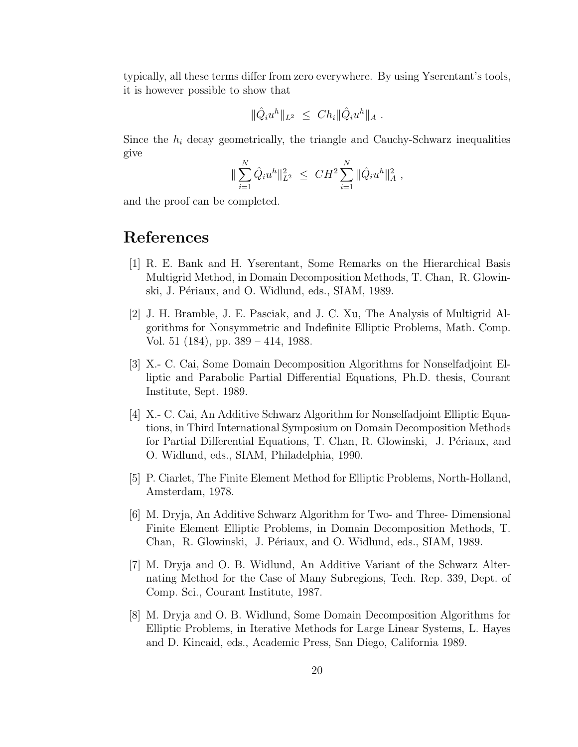typically, all these terms differ from zero everywhere. By using Yserentant's tools, it is however possible to show that

$$\|\hat{Q}_i u^h\|_{L^2} \ \leq \ C h_i \|\hat{Q}_i u^h\|_A \ .$$

Since the $h_i$ decay geometrically, the triangle and Cauchy-Schwarz inequalities give

$$\| \sum_{i=1}^{N} \hat{Q}_i u^h \|_{L^2}^2 \ \leq \ C H^2 \sum_{i=1}^{N} \|\hat{Q}_i u^h\|_A^2 \ ,$$

and the proof can be completed.

# References

[1] R. E. Bank and H. Yserentant, Some Remarks on the Hierarchical Basis Multigrid Method, in Domain Decomposition Methods, T. Chan, R. Glowinski, J. Périaux, and O. Widlund, eds., SIAM, 1989.

[2] J. H. Bramble, J. E. Pasciak, and J. C. Xu, The Analysis of Multigrid Algorithms for Nonsymmetric and Indefinite Elliptic Problems, Math. Comp. Vol. 51 (184), pp. 389 – 414, 1988.

[3] X.- C. Cai, Some Domain Decomposition Algorithms for Nonselfadjoint Elliptic and Parabolic Partial Differential Equations, Ph.D. thesis, Courant Institute, Sept. 1989.

[4] X.- C. Cai, An Additive Schwarz Algorithm for Nonselfadjoint Elliptic Equations, in Third International Symposium on Domain Decomposition Methods for Partial Differential Equations, T. Chan, R. Glowinski, J. Périaux, and O. Widlund, eds., SIAM, Philadelphia, 1990.

[5] P. Ciarlet, The Finite Element Method for Elliptic Problems, North-Holland, Amsterdam, 1978.

[6] M. Dryja, An Additive Schwarz Algorithm for Two- and Three- Dimensional Finite Element Elliptic Problems, in Domain Decomposition Methods, T. Chan, R. Glowinski, J. Périaux, and O. Widlund, eds., SIAM, 1989.

[7] M. Dryja and O. B. Widlund, An Additive Variant of the Schwarz Alternating Method for the Case of Many Subregions, Tech. Rep. 339, Dept. of Comp. Sci., Courant Institute, 1987.

[8] M. Dryja and O. B. Widlund, Some Domain Decomposition Algorithms for Elliptic Problems, in Iterative Methods for Large Linear Systems, L. Hayes and D. Kincaid, eds., Academic Press, San Diego, California 1989.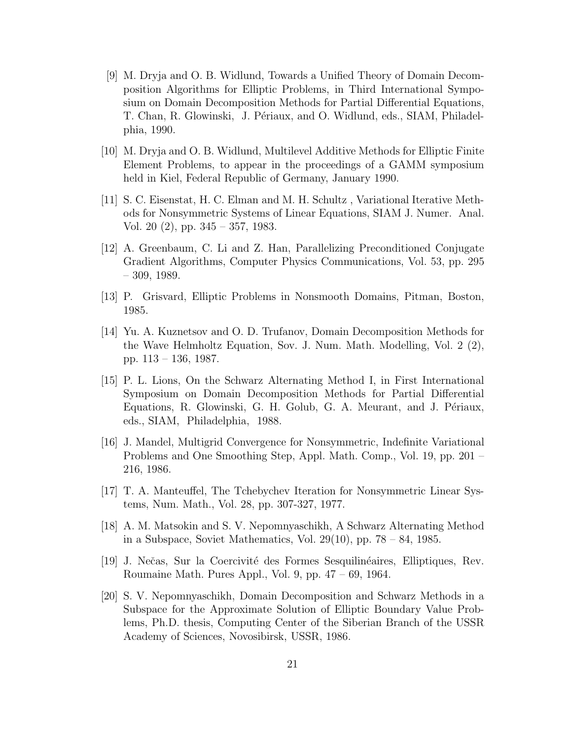[9] M. Dryja and O. B. Widlund, Towards a Unified Theory of Domain Decomposition Algorithms for Elliptic Problems, in Third International Symposium on Domain Decomposition Methods for Partial Differential Equations, T. Chan, R. Glowinski, J. Périaux, and O. Widlund, eds., SIAM, Philadelphia, 1990.

[10] M. Dryja and O. B. Widlund, Multilevel Additive Methods for Elliptic Finite Element Problems, to appear in the proceedings of a GAMM symposium held in Kiel, Federal Republic of Germany, January 1990.

[11] S. C. Eisenstat, H. C. Elman and M. H. Schultz , Variational Iterative Methods for Nonsymmetric Systems of Linear Equations, SIAM J. Numer. Anal. Vol. 20 (2), pp. 345 – 357, 1983.

[12] A. Greenbaum, C. Li and Z. Han, Parallelizing Preconditioned Conjugate Gradient Algorithms, Computer Physics Communications, Vol. 53, pp. 295 – 309, 1989.

[13] P. Grisvard, Elliptic Problems in Nonsmooth Domains, Pitman, Boston, 1985.

[14] Yu. A. Kuznetsov and O. D. Trufanov, Domain Decomposition Methods for the Wave Helmholtz Equation, Sov. J. Num. Math. Modelling, Vol. 2 (2), pp. 113 – 136, 1987.

[15] P. L. Lions, On the Schwarz Alternating Method I, in First International Symposium on Domain Decomposition Methods for Partial Differential Equations, R. Glowinski, G. H. Golub, G. A. Meurant, and J. Périaux, eds., SIAM, Philadelphia, 1988.

[16] J. Mandel, Multigrid Convergence for Nonsymmetric, Indefinite Variational Problems and One Smoothing Step, Appl. Math. Comp., Vol. 19, pp. 201 – 216, 1986.

[17] T. A. Manteuffel, The Tchebychev Iteration for Nonsymmetric Linear Systems, Num. Math., Vol. 28, pp. 307-327, 1977.

[18] A. M. Matsokin and S. V. Nepomnyaschikh, A Schwarz Alternating Method in a Subspace, Soviet Mathematics, Vol. 29(10), pp. 78 – 84, 1985.

[19] J. Nečas, Sur la Coercivité des Formes Sesquilinéaires, Elliptiques, Rev. Roumaine Math. Pures Appl., Vol. 9, pp. 47 – 69, 1964.

[20] S. V. Nepomnyaschikh, Domain Decomposition and Schwarz Methods in a Subspace for the Approximate Solution of Elliptic Boundary Value Problems, Ph.D. thesis, Computing Center of the Siberian Branch of the USSR Academy of Sciences, Novosibirsk, USSR, 1986.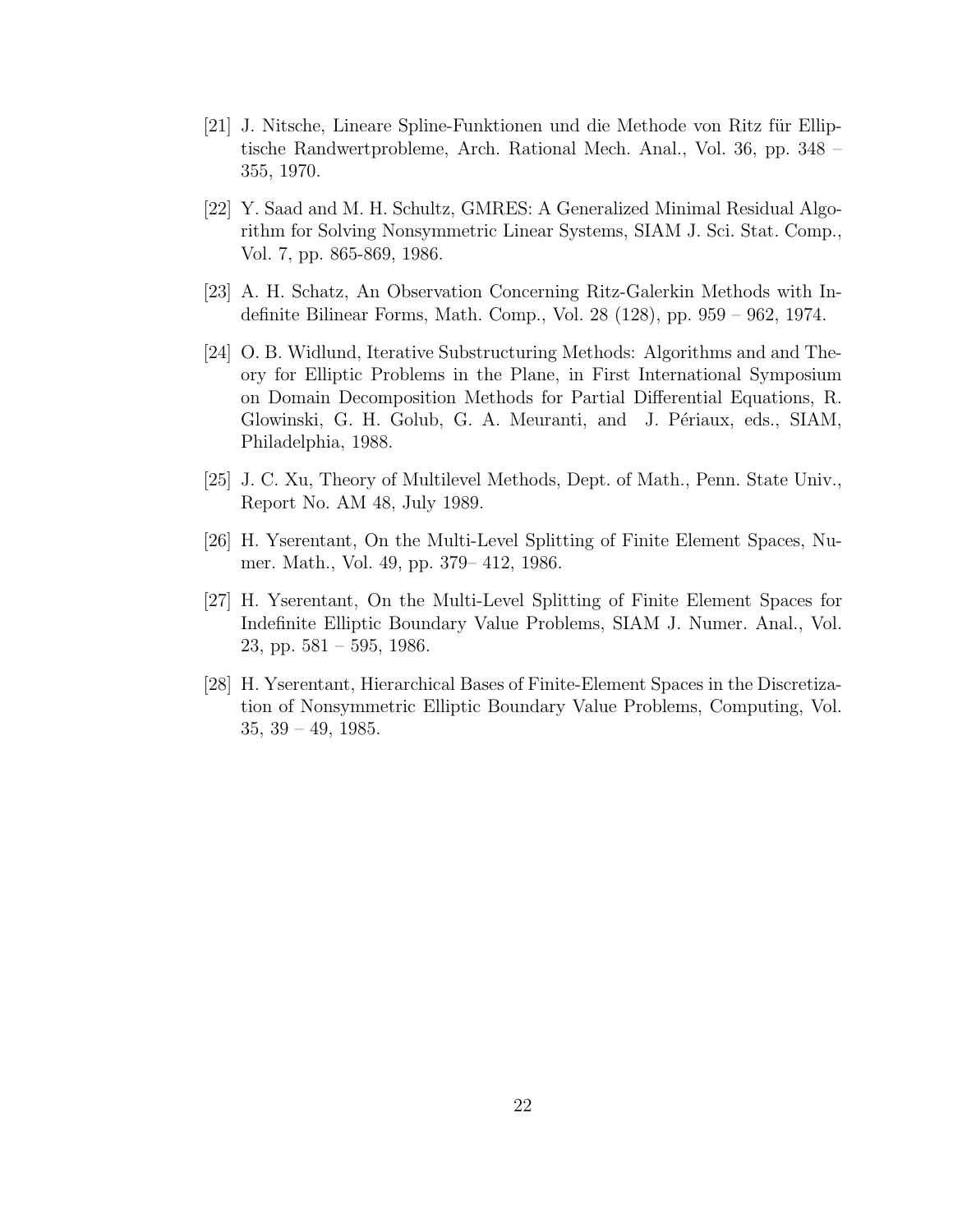[21] J. Nitsche, Lineare Spline-Funktionen und die Methode von Ritz für Elliptische Randwertprobleme, Arch. Rational Mech. Anal., Vol. 36, pp. 348 – 355, 1970.

[22] Y. Saad and M. H. Schultz, GMRES: A Generalized Minimal Residual Algorithm for Solving Nonsymmetric Linear Systems, SIAM J. Sci. Stat. Comp., Vol. 7, pp. 865-869, 1986.

[23] A. H. Schatz, An Observation Concerning Ritz-Galerkin Methods with Indefinite Bilinear Forms, Math. Comp., Vol. 28 (128), pp. 959 – 962, 1974.

[24] O. B. Widlund, Iterative Substructuring Methods: Algorithms and and Theory for Elliptic Problems in the Plane, in First International Symposium on Domain Decomposition Methods for Partial Differential Equations, R. Glowinski, G. H. Golub, G. A. Meuranti, and J. Périaux, eds., SIAM, Philadelphia, 1988.

[25] J. C. Xu, Theory of Multilevel Methods, Dept. of Math., Penn. State Univ., Report No. AM 48, July 1989.

[26] H. Yserentant, On the Multi-Level Splitting of Finite Element Spaces, Numer. Math., Vol. 49, pp. 379– 412, 1986.

[27] H. Yserentant, On the Multi-Level Splitting of Finite Element Spaces for Indefinite Elliptic Boundary Value Problems, SIAM J. Numer. Anal., Vol. 23, pp. 581 – 595, 1986.

[28] H. Yserentant, Hierarchical Bases of Finite-Element Spaces in the Discretization of Nonsymmetric Elliptic Boundary Value Problems, Computing, Vol. 35, 39 – 49, 1985.